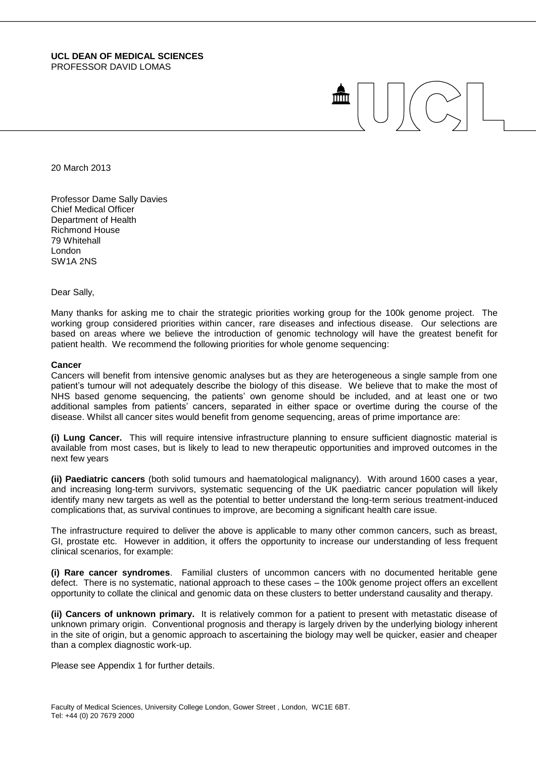**UCL DEAN OF MEDICAL SCIENCES**
PROFESSOR DAVID LOMAS

20 March 2013

Professor Dame Sally Davies
Chief Medical Officer
Department of Health
Richmond House
79 Whitehall
London
SW1A 2NS

Dear Sally,

Many thanks for asking me to chair the strategic priorities working group for the 100k genome project. The working group considered priorities within cancer, rare diseases and infectious disease. Our selections are based on areas where we believe the introduction of genomic technology will have the greatest benefit for patient health. We recommend the following priorities for whole genome sequencing:

**Cancer**

Cancers will benefit from intensive genomic analyses but as they are heterogeneous a single sample from one patient's tumour will not adequately describe the biology of this disease. We believe that to make the most of NHS based genome sequencing, the patients' own genome should be included, and at least one or two additional samples from patients' cancers, separated in either space or overtime during the course of the disease. Whilst all cancer sites would benefit from genome sequencing, areas of prime importance are:

**(i) Lung Cancer.** This will require intensive infrastructure planning to ensure sufficient diagnostic material is available from most cases, but is likely to lead to new therapeutic opportunities and improved outcomes in the next few years

**(ii) Paediatric cancers** (both solid tumours and haematological malignancy). With around 1600 cases a year, and increasing long-term survivors, systematic sequencing of the UK paediatric cancer population will likely identify many new targets as well as the potential to better understand the long-term serious treatment-induced complications that, as survival continues to improve, are becoming a significant health care issue.

The infrastructure required to deliver the above is applicable to many other common cancers, such as breast, GI, prostate etc. However in addition, it offers the opportunity to increase our understanding of less frequent clinical scenarios, for example:

**(i) Rare cancer syndromes**. Familial clusters of uncommon cancers with no documented heritable gene defect. There is no systematic, national approach to these cases – the 100k genome project offers an excellent opportunity to collate the clinical and genomic data on these clusters to better understand causality and therapy.

**(ii) Cancers of unknown primary.** It is relatively common for a patient to present with metastatic disease of unknown primary origin. Conventional prognosis and therapy is largely driven by the underlying biology inherent in the site of origin, but a genomic approach to ascertaining the biology may well be quicker, easier and cheaper than a complex diagnostic work-up.

Please see Appendix 1 for further details.

Faculty of Medical Sciences, University College London, Gower Street , London, WC1E 6BT.
Tel: +44 (0) 20 7679 2000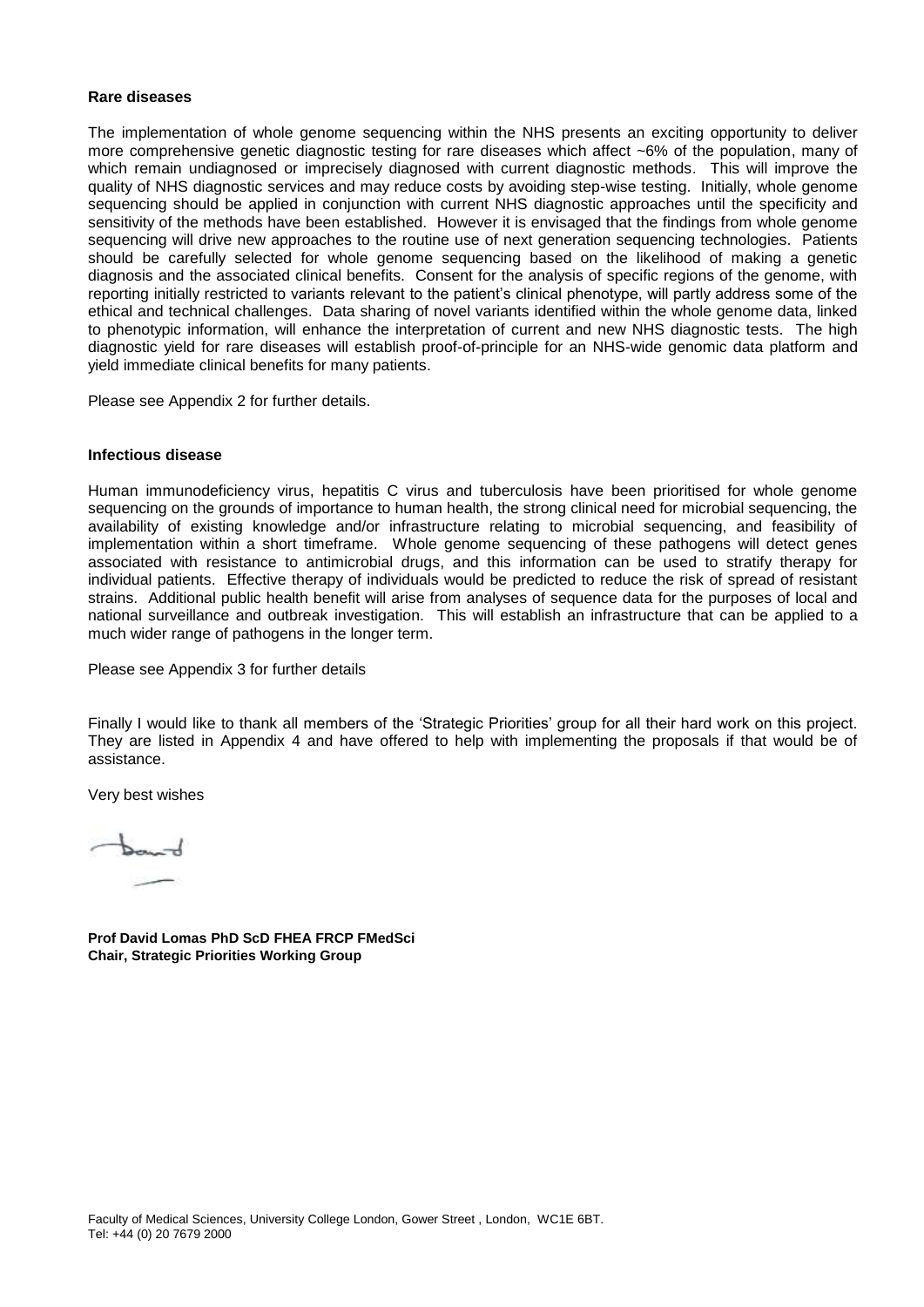**Rare diseases**

The implementation of whole genome sequencing within the NHS presents an exciting opportunity to deliver more comprehensive genetic diagnostic testing for rare diseases which affect ~6% of the population, many of which remain undiagnosed or imprecisely diagnosed with current diagnostic methods. This will improve the quality of NHS diagnostic services and may reduce costs by avoiding step-wise testing. Initially, whole genome sequencing should be applied in conjunction with current NHS diagnostic approaches until the specificity and sensitivity of the methods have been established. However it is envisaged that the findings from whole genome sequencing will drive new approaches to the routine use of next generation sequencing technologies. Patients should be carefully selected for whole genome sequencing based on the likelihood of making a genetic diagnosis and the associated clinical benefits. Consent for the analysis of specific regions of the genome, with reporting initially restricted to variants relevant to the patient's clinical phenotype, will partly address some of the ethical and technical challenges. Data sharing of novel variants identified within the whole genome data, linked to phenotypic information, will enhance the interpretation of current and new NHS diagnostic tests. The high diagnostic yield for rare diseases will establish proof-of-principle for an NHS-wide genomic data platform and yield immediate clinical benefits for many patients.

Please see Appendix 2 for further details.

**Infectious disease**

Human immunodeficiency virus, hepatitis C virus and tuberculosis have been prioritised for whole genome sequencing on the grounds of importance to human health, the strong clinical need for microbial sequencing, the availability of existing knowledge and/or infrastructure relating to microbial sequencing, and feasibility of implementation within a short timeframe. Whole genome sequencing of these pathogens will detect genes associated with resistance to antimicrobial drugs, and this information can be used to stratify therapy for individual patients. Effective therapy of individuals would be predicted to reduce the risk of spread of resistant strains. Additional public health benefit will arise from analyses of sequence data for the purposes of local and national surveillance and outbreak investigation. This will establish an infrastructure that can be applied to a much wider range of pathogens in the longer term.

Please see Appendix 3 for further details

Finally I would like to thank all members of the 'Strategic Priorities' group for all their hard work on this project. They are listed in Appendix 4 and have offered to help with implementing the proposals if that would be of assistance.

Very best wishes

**Prof David Lomas PhD ScD FHEA FRCP FMedSci**
**Chair, Strategic Priorities Working Group**

Faculty of Medical Sciences, University College London, Gower Street , London, WC1E 6BT.
Tel: +44 (0) 20 7679 2000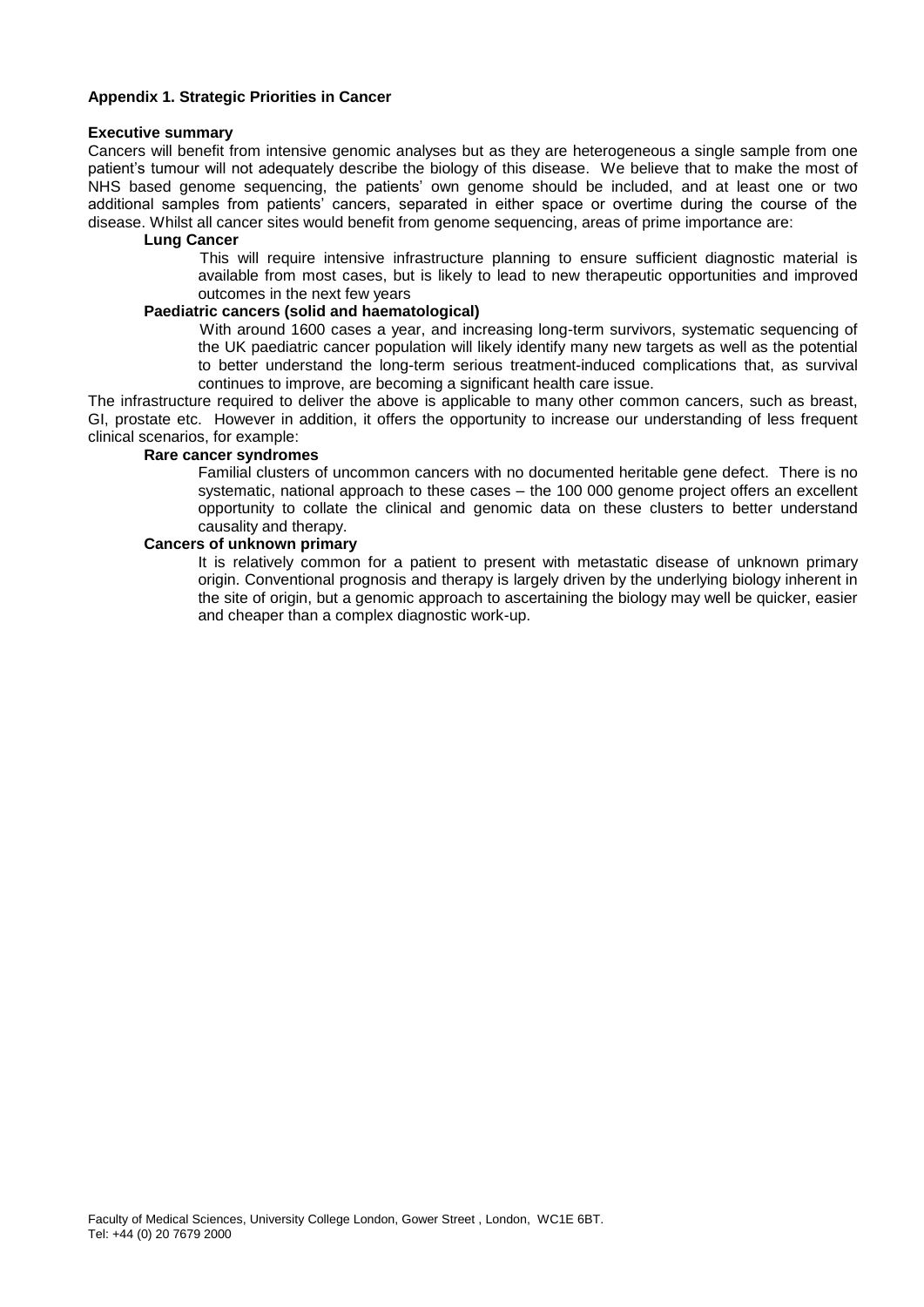## Appendix 1. Strategic Priorities in Cancer

### Executive summary

Cancers will benefit from intensive genomic analyses but as they are heterogeneous a single sample from one patient's tumour will not adequately describe the biology of this disease. We believe that to make the most of NHS based genome sequencing, the patients' own genome should be included, and at least one or two additional samples from patients' cancers, separated in either space or overtime during the course of the disease. Whilst all cancer sites would benefit from genome sequencing, areas of prime importance are:

**Lung Cancer**

This will require intensive infrastructure planning to ensure sufficient diagnostic material is available from most cases, but is likely to lead to new therapeutic opportunities and improved outcomes in the next few years

**Paediatric cancers (solid and haematological)**

With around 1600 cases a year, and increasing long-term survivors, systematic sequencing of the UK paediatric cancer population will likely identify many new targets as well as the potential to better understand the long-term serious treatment-induced complications that, as survival continues to improve, are becoming a significant health care issue.

The infrastructure required to deliver the above is applicable to many other common cancers, such as breast, GI, prostate etc. However in addition, it offers the opportunity to increase our understanding of less frequent clinical scenarios, for example:

**Rare cancer syndromes**

Familial clusters of uncommon cancers with no documented heritable gene defect. There is no systematic, national approach to these cases – the 100 000 genome project offers an excellent opportunity to collate the clinical and genomic data on these clusters to better understand causality and therapy.

**Cancers of unknown primary**

It is relatively common for a patient to present with metastatic disease of unknown primary origin. Conventional prognosis and therapy is largely driven by the underlying biology inherent in the site of origin, but a genomic approach to ascertaining the biology may well be quicker, easier and cheaper than a complex diagnostic work-up.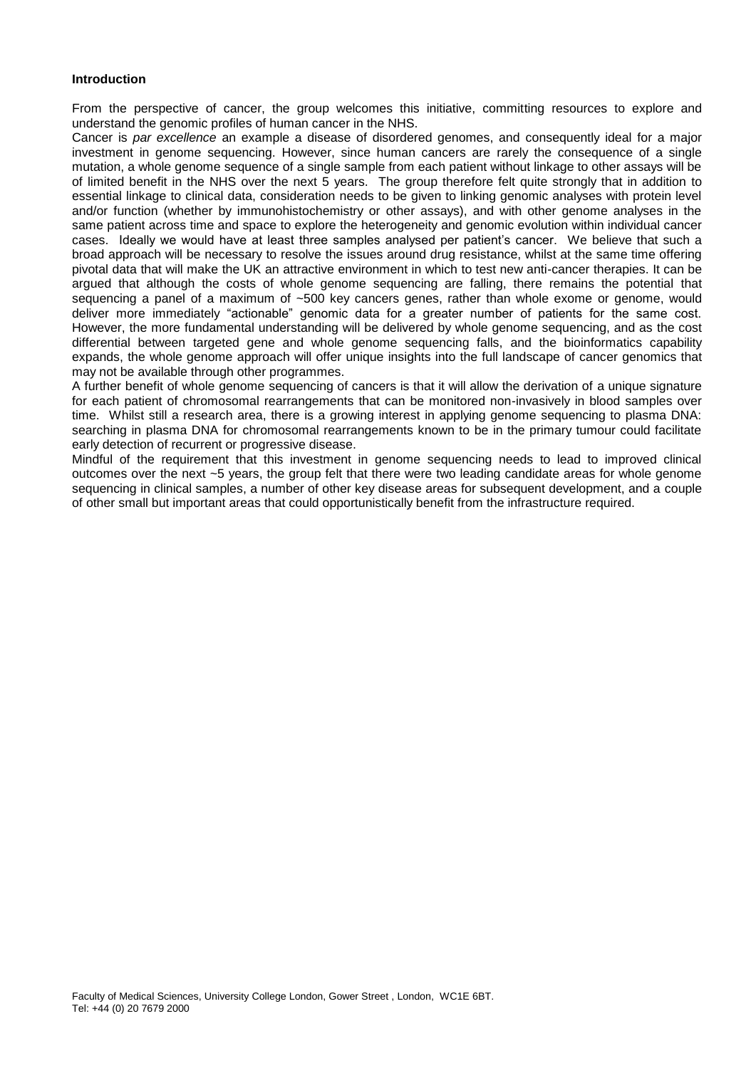**Introduction**

From the perspective of cancer, the group welcomes this initiative, committing resources to explore and understand the genomic profiles of human cancer in the NHS.

Cancer is *par excellence* an example a disease of disordered genomes, and consequently ideal for a major investment in genome sequencing. However, since human cancers are rarely the consequence of a single mutation, a whole genome sequence of a single sample from each patient without linkage to other assays will be of limited benefit in the NHS over the next 5 years. The group therefore felt quite strongly that in addition to essential linkage to clinical data, consideration needs to be given to linking genomic analyses with protein level and/or function (whether by immunohistochemistry or other assays), and with other genome analyses in the same patient across time and space to explore the heterogeneity and genomic evolution within individual cancer cases. Ideally we would have at least three samples analysed per patient's cancer. We believe that such a broad approach will be necessary to resolve the issues around drug resistance, whilst at the same time offering pivotal data that will make the UK an attractive environment in which to test new anti-cancer therapies. It can be argued that although the costs of whole genome sequencing are falling, there remains the potential that sequencing a panel of a maximum of ~500 key cancers genes, rather than whole exome or genome, would deliver more immediately "actionable" genomic data for a greater number of patients for the same cost. However, the more fundamental understanding will be delivered by whole genome sequencing, and as the cost differential between targeted gene and whole genome sequencing falls, and the bioinformatics capability expands, the whole genome approach will offer unique insights into the full landscape of cancer genomics that may not be available through other programmes.

A further benefit of whole genome sequencing of cancers is that it will allow the derivation of a unique signature for each patient of chromosomal rearrangements that can be monitored non-invasively in blood samples over time. Whilst still a research area, there is a growing interest in applying genome sequencing to plasma DNA: searching in plasma DNA for chromosomal rearrangements known to be in the primary tumour could facilitate early detection of recurrent or progressive disease.

Mindful of the requirement that this investment in genome sequencing needs to lead to improved clinical outcomes over the next ~5 years, the group felt that there were two leading candidate areas for whole genome sequencing in clinical samples, a number of other key disease areas for subsequent development, and a couple of other small but important areas that could opportunistically benefit from the infrastructure required.

Faculty of Medical Sciences, University College London, Gower Street , London, WC1E 6BT.
Tel: +44 (0) 20 7679 2000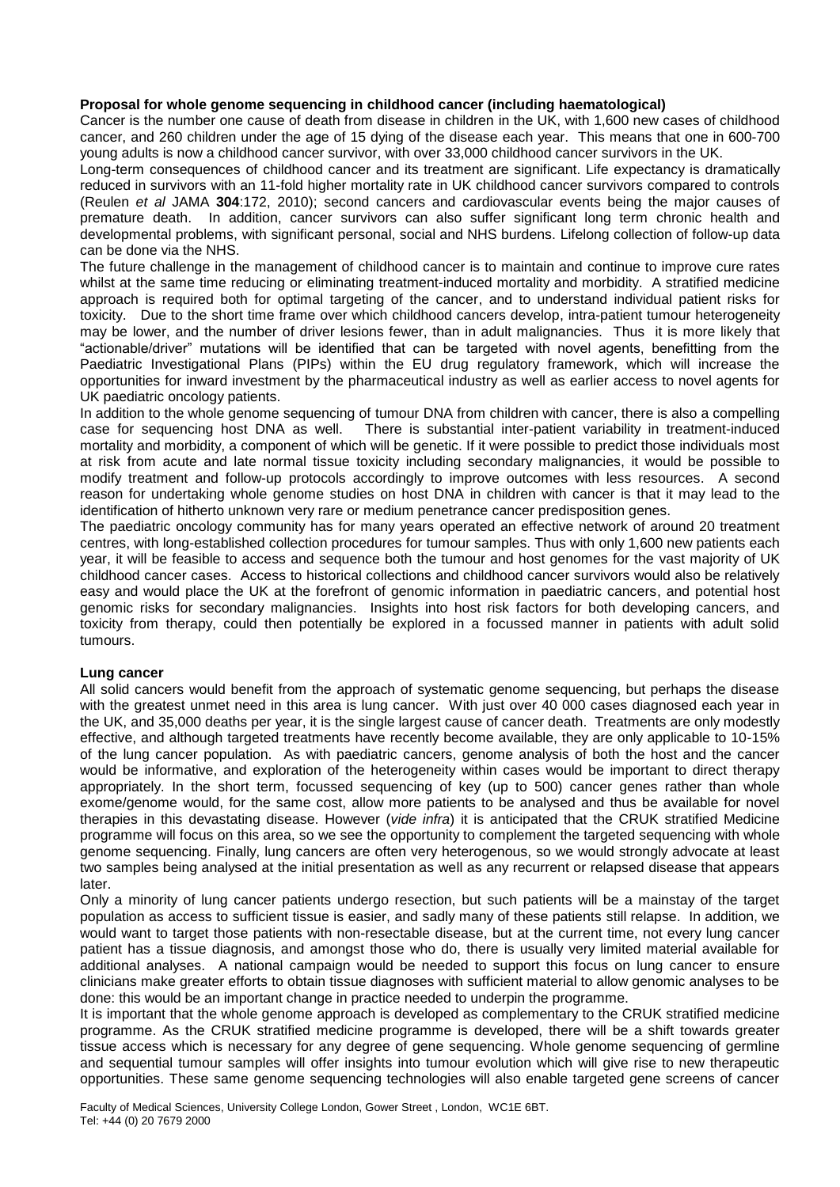**Proposal for whole genome sequencing in childhood cancer (including haematological)**

Cancer is the number one cause of death from disease in children in the UK, with 1,600 new cases of childhood cancer, and 260 children under the age of 15 dying of the disease each year. This means that one in 600-700 young adults is now a childhood cancer survivor, with over 33,000 childhood cancer survivors in the UK.

Long-term consequences of childhood cancer and its treatment are significant. Life expectancy is dramatically reduced in survivors with an 11-fold higher mortality rate in UK childhood cancer survivors compared to controls (Reulen *et al* JAMA **304**:172, 2010); second cancers and cardiovascular events being the major causes of premature death. In addition, cancer survivors can also suffer significant long term chronic health and developmental problems, with significant personal, social and NHS burdens. Lifelong collection of follow-up data can be done via the NHS.

The future challenge in the management of childhood cancer is to maintain and continue to improve cure rates whilst at the same time reducing or eliminating treatment-induced mortality and morbidity. A stratified medicine approach is required both for optimal targeting of the cancer, and to understand individual patient risks for toxicity. Due to the short time frame over which childhood cancers develop, intra-patient tumour heterogeneity may be lower, and the number of driver lesions fewer, than in adult malignancies. Thus it is more likely that "actionable/driver" mutations will be identified that can be targeted with novel agents, benefitting from the Paediatric Investigational Plans (PIPs) within the EU drug regulatory framework, which will increase the opportunities for inward investment by the pharmaceutical industry as well as earlier access to novel agents for UK paediatric oncology patients.

In addition to the whole genome sequencing of tumour DNA from children with cancer, there is also a compelling case for sequencing host DNA as well. There is substantial inter-patient variability in treatment-induced mortality and morbidity, a component of which will be genetic. If it were possible to predict those individuals most at risk from acute and late normal tissue toxicity including secondary malignancies, it would be possible to modify treatment and follow-up protocols accordingly to improve outcomes with less resources. A second reason for undertaking whole genome studies on host DNA in children with cancer is that it may lead to the identification of hitherto unknown very rare or medium penetrance cancer predisposition genes.

The paediatric oncology community has for many years operated an effective network of around 20 treatment centres, with long-established collection procedures for tumour samples. Thus with only 1,600 new patients each year, it will be feasible to access and sequence both the tumour and host genomes for the vast majority of UK childhood cancer cases. Access to historical collections and childhood cancer survivors would also be relatively easy and would place the UK at the forefront of genomic information in paediatric cancers, and potential host genomic risks for secondary malignancies. Insights into host risk factors for both developing cancers, and toxicity from therapy, could then potentially be explored in a focussed manner in patients with adult solid tumours.

**Lung cancer**

All solid cancers would benefit from the approach of systematic genome sequencing, but perhaps the disease with the greatest unmet need in this area is lung cancer. With just over 40 000 cases diagnosed each year in the UK, and 35,000 deaths per year, it is the single largest cause of cancer death. Treatments are only modestly effective, and although targeted treatments have recently become available, they are only applicable to 10-15% of the lung cancer population. As with paediatric cancers, genome analysis of both the host and the cancer would be informative, and exploration of the heterogeneity within cases would be important to direct therapy appropriately. In the short term, focussed sequencing of key (up to 500) cancer genes rather than whole exome/genome would, for the same cost, allow more patients to be analysed and thus be available for novel therapies in this devastating disease. However (*vide infra*) it is anticipated that the CRUK stratified Medicine programme will focus on this area, so we see the opportunity to complement the targeted sequencing with whole genome sequencing. Finally, lung cancers are often very heterogenous, so we would strongly advocate at least two samples being analysed at the initial presentation as well as any recurrent or relapsed disease that appears later.

Only a minority of lung cancer patients undergo resection, but such patients will be a mainstay of the target population as access to sufficient tissue is easier, and sadly many of these patients still relapse. In addition, we would want to target those patients with non-resectable disease, but at the current time, not every lung cancer patient has a tissue diagnosis, and amongst those who do, there is usually very limited material available for additional analyses. A national campaign would be needed to support this focus on lung cancer to ensure clinicians make greater efforts to obtain tissue diagnoses with sufficient material to allow genomic analyses to be done: this would be an important change in practice needed to underpin the programme.

It is important that the whole genome approach is developed as complementary to the CRUK stratified medicine programme. As the CRUK stratified medicine programme is developed, there will be a shift towards greater tissue access which is necessary for any degree of gene sequencing. Whole genome sequencing of germline and sequential tumour samples will offer insights into tumour evolution which will give rise to new therapeutic opportunities. These same genome sequencing technologies will also enable targeted gene screens of cancer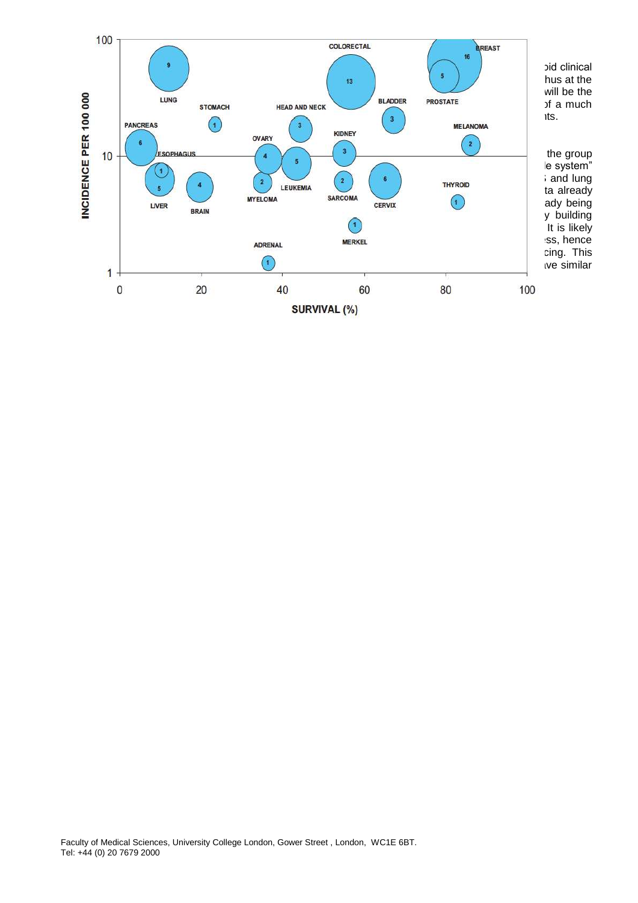ɔid clinical
hus at the
will be the
ɔf a much
ıts.

the group
le system"
; and lung
ta already
ady being
y building
It is likely
ss, hence
cing. This
ıve similar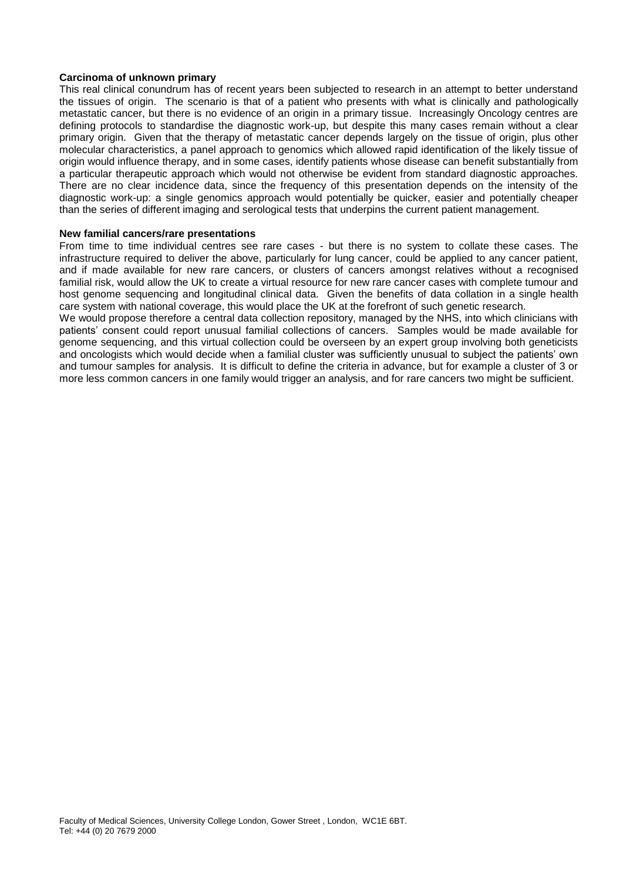**Carcinoma of unknown primary**

This real clinical conundrum has of recent years been subjected to research in an attempt to better understand the tissues of origin. The scenario is that of a patient who presents with what is clinically and pathologically metastatic cancer, but there is no evidence of an origin in a primary tissue. Increasingly Oncology centres are defining protocols to standardise the diagnostic work-up, but despite this many cases remain without a clear primary origin. Given that the therapy of metastatic cancer depends largely on the tissue of origin, plus other molecular characteristics, a panel approach to genomics which allowed rapid identification of the likely tissue of origin would influence therapy, and in some cases, identify patients whose disease can benefit substantially from a particular therapeutic approach which would not otherwise be evident from standard diagnostic approaches. There are no clear incidence data, since the frequency of this presentation depends on the intensity of the diagnostic work-up: a single genomics approach would potentially be quicker, easier and potentially cheaper than the series of different imaging and serological tests that underpins the current patient management.

**New familial cancers/rare presentations**

From time to time individual centres see rare cases - but there is no system to collate these cases. The infrastructure required to deliver the above, particularly for lung cancer, could be applied to any cancer patient, and if made available for new rare cancers, or clusters of cancers amongst relatives without a recognised familial risk, would allow the UK to create a virtual resource for new rare cancer cases with complete tumour and host genome sequencing and longitudinal clinical data. Given the benefits of data collation in a single health care system with national coverage, this would place the UK at the forefront of such genetic research.

We would propose therefore a central data collection repository, managed by the NHS, into which clinicians with patients' consent could report unusual familial collections of cancers. Samples would be made available for genome sequencing, and this virtual collection could be overseen by an expert group involving both geneticists and oncologists which would decide when a familial cluster was sufficiently unusual to subject the patients' own and tumour samples for analysis. It is difficult to define the criteria in advance, but for example a cluster of 3 or more less common cancers in one family would trigger an analysis, and for rare cancers two might be sufficient.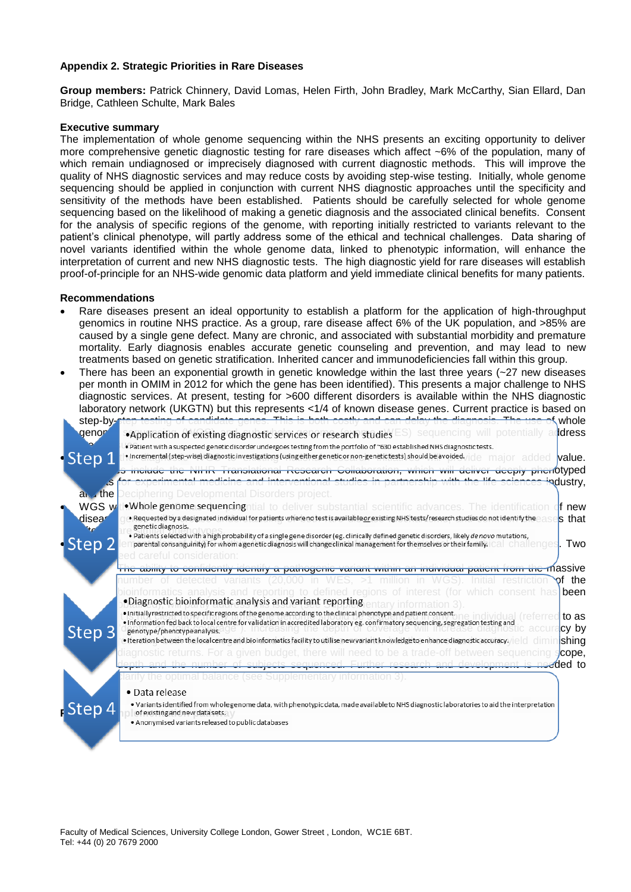**Appendix 2. Strategic Priorities in Rare Diseases**

**Group members:** Patrick Chinnery, David Lomas, Helen Firth, John Bradley, Mark McCarthy, Sian Ellard, Dan Bridge, Cathleen Schulte, Mark Bales

**Executive summary**

The implementation of whole genome sequencing within the NHS presents an exciting opportunity to deliver more comprehensive genetic diagnostic testing for rare diseases which affect ~6% of the population, many of which remain undiagnosed or imprecisely diagnosed with current diagnostic methods. This will improve the quality of NHS diagnostic services and may reduce costs by avoiding step-wise testing. Initially, whole genome sequencing should be applied in conjunction with current NHS diagnostic approaches until the specificity and sensitivity of the methods have been established. Patients should be carefully selected for whole genome sequencing based on the likelihood of making a genetic diagnosis and the associated clinical benefits. Consent for the analysis of specific regions of the genome, with reporting initially restricted to variants relevant to the patient's clinical phenotype, will partly address some of the ethical and technical challenges. Data sharing of novel variants identified within the whole genome data, linked to phenotypic information, will enhance the interpretation of current and new NHS diagnostic tests. The high diagnostic yield for rare diseases will establish proof-of-principle for an NHS-wide genomic data platform and yield immediate clinical benefits for many patients.

**Recommendations**

- Rare diseases present an ideal opportunity to establish a platform for the application of high-throughput genomics in routine NHS practice. As a group, rare disease affect 6% of the UK population, and >85% are caused by a single gene defect. Many are chronic, and associated with substantial morbidity and premature mortality. Early diagnosis enables accurate genetic counseling and prevention, and may lead to new treatments based on genetic stratification. Inherited cancer and immunodeficiencies fall within this group.
- There has been an exponential growth in genetic knowledge within the last three years (~27 new diseases per month in OMIM in 2012 for which the gene has been identified). This presents a major challenge to NHS diagnostic services. At present, testing for >600 different disorders is available within the NHS diagnostic laboratory network (UKGTN) but this represents <1/4 of known disease genes. Current practice is based on step-by-step testing of candidate genes. This is both costly and can delay the diagnosis. The use of whole genome sequencing (WGS) and whole exome (WES) sequencing will potentially address ... provide major added value. ... include the NIHR Translational Research Collaboration, which will deliver deeply phenotyped ... for experimental medicine and interventional studies in partnership with the life sciences industry, and the Deciphering Developmental Disorders project.
- WGS ... potential to deliver substantial scientific advances. The identification of new disease ... cases that ... phenotypes ... technical challenges. Two ... need careful consideration:
- The ability to confidently identify a pathogenic variant within an individual patient from the massive number of detected variants (20,000 in WES, >1 million in WGS). Initial restriction of the bioinformatics analysis and reporting to defined regions of interest (for which consent has been ... (see Supplementary information 3). ... individual (referred to as ... ). Increasing the depth of coverage will increase diagnostic accuracy by ... yield diminishing diagnostic returns. For a given budget, there will need to be a trade-off between sequencing scope, depth and the number of subjects sequenced. Further research and development is needed to clarify the optimal balance (see Supplementary information 3).

**Step 1**
- Application of existing diagnostic services or research studies
  - Patient with a suspected genetic disorder undergoes testing from the portfolio of ~630 established NHS diagnostic tests.
  - Incremental (step-wise) diagnostic investigations (using either genetic or non-genetic tests) should be avoided.

**Step 2**
- Whole genome sequencing
  - Requested by a designated individual for patients where no test is available or existing NHS tests/research studies do not identify the genetic diagnosis.
  - Patients selected with a high probability of a single gene disorder (eg. clinically defined genetic disorders, likely *de novo* mutations, parental consanguinity) for whom a genetic diagnosis will change clinical management for themselves or their family.

**Step 3**
- Diagnostic bioinformatic analysis and variant reporting
  - Initially restricted to specific regions of the genome according to the clinical phenotype and patient consent.
  - Information fed back to local centre for validation in accredited laboratory eg. confirmatory sequencing, segregation testing and genotype/phenotype analysis.
  - Iteration between the local centre and bioinformatics facility to utilise new variant knowledge to enhance diagnostic accuracy.

**Step 4**
- Data release
  - Variants identified from whole genome data, with phenotypic data, made available to NHS diagnostic laboratories to aid the interpretation of existing and new data sets.
  - Anonymised variants released to public databases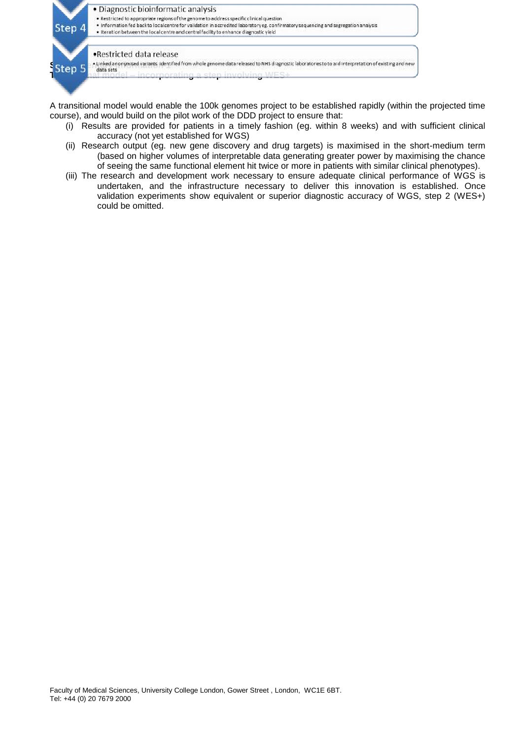**Step 4**

- Diagnostic bioinformatic analysis
  - Restricted to appropriate regions of the genome to address specific clinical question
  - Information fed back to local centre for validation in accredited laboratory eg. confirmatory sequencing and segregation analysis
  - Iteration between the local centre and central facility to enhance diagnostic yield

**Step 5**

- Restricted data release
  - Linked anonymised variants identified from whole genome data released to NHS diagnostic laboratories to to aid interpretation of existing and new data sets

**Transitional model – incorporating a step involving WES+**

A transitional model would enable the 100k genomes project to be established rapidly (within the projected time course), and would build on the pilot work of the DDD project to ensure that:

(i) Results are provided for patients in a timely fashion (eg. within 8 weeks) and with sufficient clinical accuracy (not yet established for WGS)

(ii) Research output (eg. new gene discovery and drug targets) is maximised in the short-medium term (based on higher volumes of interpretable data generating greater power by maximising the chance of seeing the same functional element hit twice or more in patients with similar clinical phenotypes).

(iii) The research and development work necessary to ensure adequate clinical performance of WGS is undertaken, and the infrastructure necessary to deliver this innovation is established. Once validation experiments show equivalent or superior diagnostic accuracy of WGS, step 2 (WES+) could be omitted.

Faculty of Medical Sciences, University College London, Gower Street , London, WC1E 6BT.
Tel: +44 (0) 20 7679 2000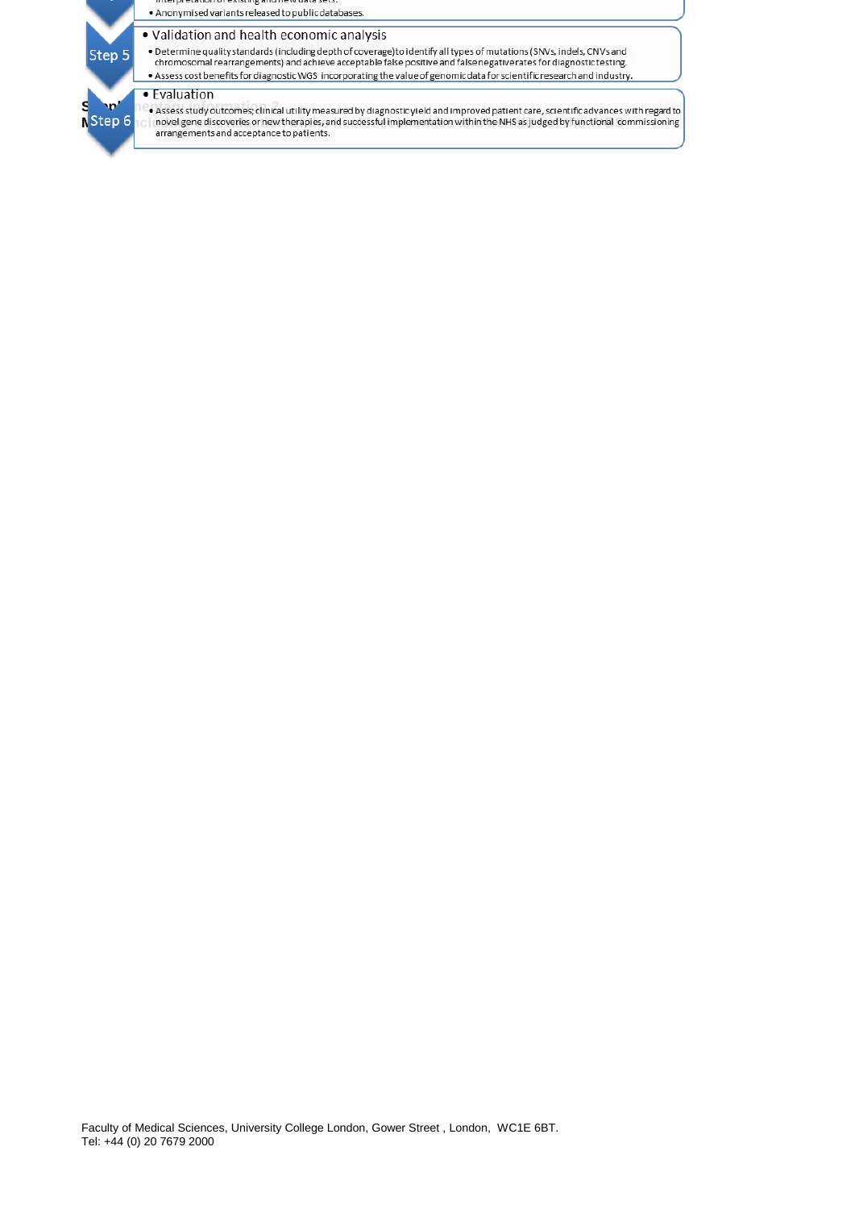interpretation of existing and new data sets.
- Anonymised variants released to public databases.

**Step 5**

- Validation and health economic analysis
  - Determine quality standards (including depth of coverage) to identify all types of mutations (SNVs, indels, CNVs and chromosomal rearrangements) and achieve acceptable false positive and false negative rates for diagnostic testing.
  - Assess cost benefits for diagnostic WGS incorporating the value of genomic data for scientific research and industry.

**Step 6**

- Evaluation
  - Assess study outcomes; clinical utility measured by diagnostic yield and improved patient care, scientific advances with regard to novel gene discoveries or new therapies, and successful implementation within the NHS as judged by functional commissioning arrangements and acceptance to patients.

Faculty of Medical Sciences, University College London, Gower Street , London, WC1E 6BT.
Tel: +44 (0) 20 7679 2000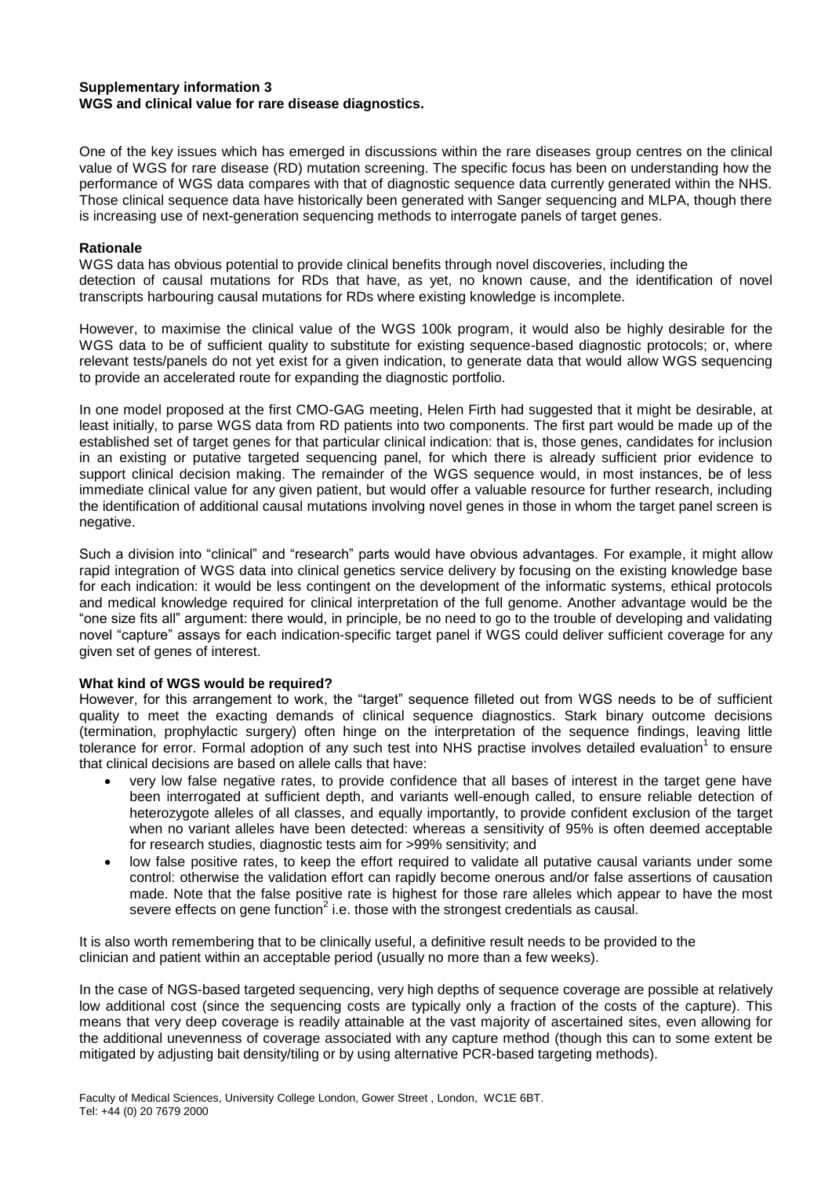**Supplementary information 3**
**WGS and clinical value for rare disease diagnostics.**

One of the key issues which has emerged in discussions within the rare diseases group centres on the clinical value of WGS for rare disease (RD) mutation screening. The specific focus has been on understanding how the performance of WGS data compares with that of diagnostic sequence data currently generated within the NHS. Those clinical sequence data have historically been generated with Sanger sequencing and MLPA, though there is increasing use of next-generation sequencing methods to interrogate panels of target genes.

**Rationale**

WGS data has obvious potential to provide clinical benefits through novel discoveries, including the detection of causal mutations for RDs that have, as yet, no known cause, and the identification of novel transcripts harbouring causal mutations for RDs where existing knowledge is incomplete.

However, to maximise the clinical value of the WGS 100k program, it would also be highly desirable for the WGS data to be of sufficient quality to substitute for existing sequence-based diagnostic protocols; or, where relevant tests/panels do not yet exist for a given indication, to generate data that would allow WGS sequencing to provide an accelerated route for expanding the diagnostic portfolio.

In one model proposed at the first CMO-GAG meeting, Helen Firth had suggested that it might be desirable, at least initially, to parse WGS data from RD patients into two components. The first part would be made up of the established set of target genes for that particular clinical indication: that is, those genes, candidates for inclusion in an existing or putative targeted sequencing panel, for which there is already sufficient prior evidence to support clinical decision making. The remainder of the WGS sequence would, in most instances, be of less immediate clinical value for any given patient, but would offer a valuable resource for further research, including the identification of additional causal mutations involving novel genes in those in whom the target panel screen is negative.

Such a division into "clinical" and "research" parts would have obvious advantages. For example, it might allow rapid integration of WGS data into clinical genetics service delivery by focusing on the existing knowledge base for each indication: it would be less contingent on the development of the informatic systems, ethical protocols and medical knowledge required for clinical interpretation of the full genome. Another advantage would be the "one size fits all" argument: there would, in principle, be no need to go to the trouble of developing and validating novel "capture" assays for each indication-specific target panel if WGS could deliver sufficient coverage for any given set of genes of interest.

**What kind of WGS would be required?**

However, for this arrangement to work, the "target" sequence filleted out from WGS needs to be of sufficient quality to meet the exacting demands of clinical sequence diagnostics. Stark binary outcome decisions (termination, prophylactic surgery) often hinge on the interpretation of the sequence findings, leaving little tolerance for error. Formal adoption of any such test into NHS practise involves detailed evaluation[1] to ensure that clinical decisions are based on allele calls that have:

- very low false negative rates, to provide confidence that all bases of interest in the target gene have been interrogated at sufficient depth, and variants well-enough called, to ensure reliable detection of heterozygote alleles of all classes, and equally importantly, to provide confident exclusion of the target when no variant alleles have been detected: whereas a sensitivity of 95% is often deemed acceptable for research studies, diagnostic tests aim for >99% sensitivity; and
- low false positive rates, to keep the effort required to validate all putative causal variants under some control: otherwise the validation effort can rapidly become onerous and/or false assertions of causation made. Note that the false positive rate is highest for those rare alleles which appear to have the most severe effects on gene function[2] i.e. those with the strongest credentials as causal.

It is also worth remembering that to be clinically useful, a definitive result needs to be provided to the clinician and patient within an acceptable period (usually no more than a few weeks).

In the case of NGS-based targeted sequencing, very high depths of sequence coverage are possible at relatively low additional cost (since the sequencing costs are typically only a fraction of the costs of the capture). This means that very deep coverage is readily attainable at the vast majority of ascertained sites, even allowing for the additional unevenness of coverage associated with any capture method (though this can to some extent be mitigated by adjusting bait density/tiling or by using alternative PCR-based targeting methods).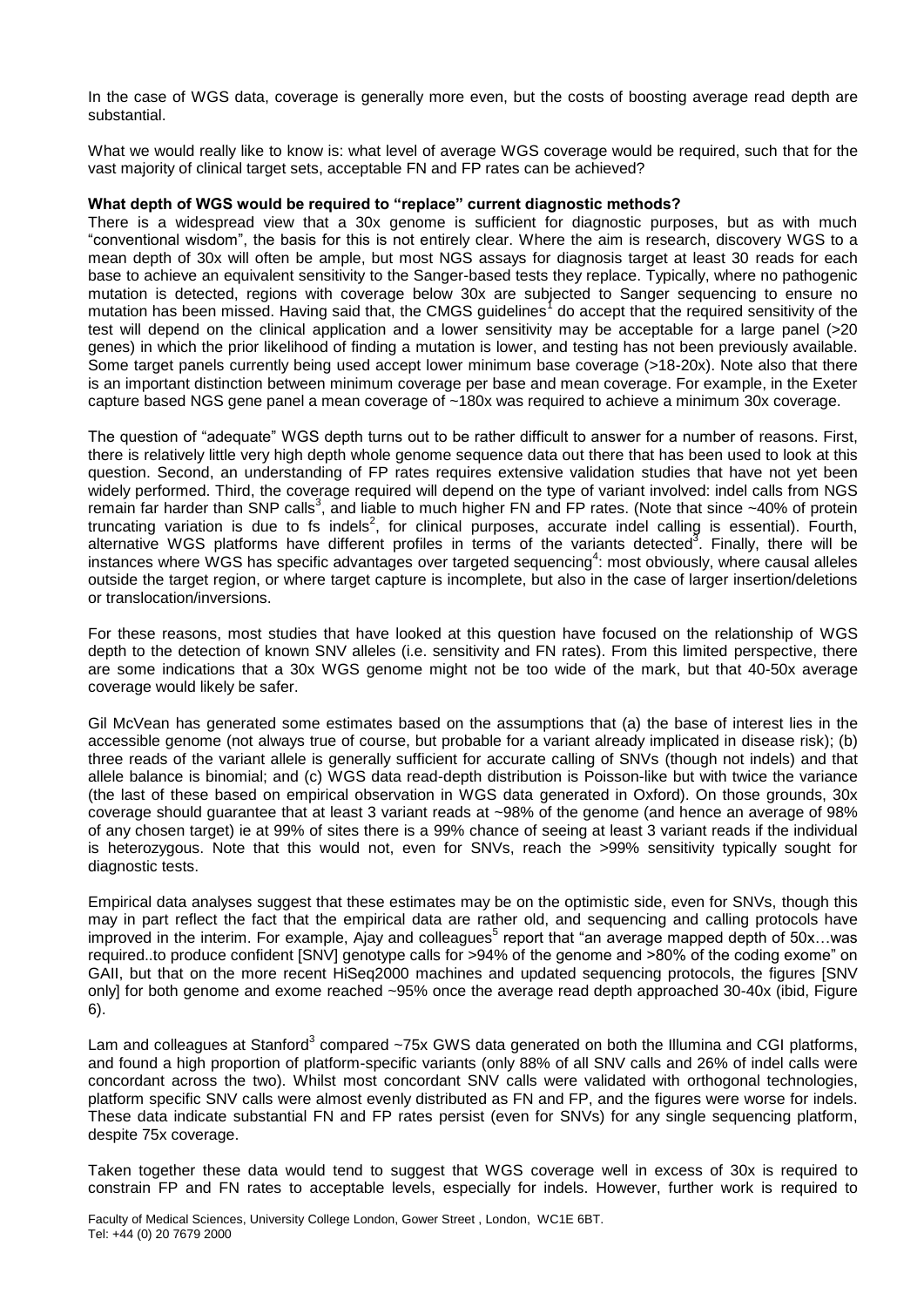In the case of WGS data, coverage is generally more even, but the costs of boosting average read depth are substantial.

What we would really like to know is: what level of average WGS coverage would be required, such that for the vast majority of clinical target sets, acceptable FN and FP rates can be achieved?

**What depth of WGS would be required to "replace" current diagnostic methods?**

There is a widespread view that a 30x genome is sufficient for diagnostic purposes, but as with much "conventional wisdom", the basis for this is not entirely clear. Where the aim is research, discovery WGS to a mean depth of 30x will often be ample, but most NGS assays for diagnosis target at least 30 reads for each base to achieve an equivalent sensitivity to the Sanger-based tests they replace. Typically, where no pathogenic mutation is detected, regions with coverage below 30x are subjected to Sanger sequencing to ensure no mutation has been missed. Having said that, the CMGS guidelines[1] do accept that the required sensitivity of the test will depend on the clinical application and a lower sensitivity may be acceptable for a large panel (>20 genes) in which the prior likelihood of finding a mutation is lower, and testing has not been previously available. Some target panels currently being used accept lower minimum base coverage (>18-20x). Note also that there is an important distinction between minimum coverage per base and mean coverage. For example, in the Exeter capture based NGS gene panel a mean coverage of ~180x was required to achieve a minimum 30x coverage.

The question of "adequate" WGS depth turns out to be rather difficult to answer for a number of reasons. First, there is relatively little very high depth whole genome sequence data out there that has been used to look at this question. Second, an understanding of FP rates requires extensive validation studies that have not yet been widely performed. Third, the coverage required will depend on the type of variant involved: indel calls from NGS remain far harder than SNP calls[3], and liable to much higher FN and FP rates. (Note that since ~40% of protein truncating variation is due to fs indels[2], for clinical purposes, accurate indel calling is essential). Fourth, alternative WGS platforms have different profiles in terms of the variants detected[3]. Finally, there will be instances where WGS has specific advantages over targeted sequencing[4]: most obviously, where causal alleles outside the target region, or where target capture is incomplete, but also in the case of larger insertion/deletions or translocation/inversions.

For these reasons, most studies that have looked at this question have focused on the relationship of WGS depth to the detection of known SNV alleles (i.e. sensitivity and FN rates). From this limited perspective, there are some indications that a 30x WGS genome might not be too wide of the mark, but that 40-50x average coverage would likely be safer.

Gil McVean has generated some estimates based on the assumptions that (a) the base of interest lies in the accessible genome (not always true of course, but probable for a variant already implicated in disease risk); (b) three reads of the variant allele is generally sufficient for accurate calling of SNVs (though not indels) and that allele balance is binomial; and (c) WGS data read-depth distribution is Poisson-like but with twice the variance (the last of these based on empirical observation in WGS data generated in Oxford). On those grounds, 30x coverage should guarantee that at least 3 variant reads at ~98% of the genome (and hence an average of 98% of any chosen target) ie at 99% of sites there is a 99% chance of seeing at least 3 variant reads if the individual is heterozygous. Note that this would not, even for SNVs, reach the >99% sensitivity typically sought for diagnostic tests.

Empirical data analyses suggest that these estimates may be on the optimistic side, even for SNVs, though this may in part reflect the fact that the empirical data are rather old, and sequencing and calling protocols have improved in the interim. For example, Ajay and colleagues[5] report that "an average mapped depth of 50x…was required..to produce confident [SNV] genotype calls for >94% of the genome and >80% of the coding exome" on GAII, but that on the more recent HiSeq2000 machines and updated sequencing protocols, the figures [SNV only] for both genome and exome reached ~95% once the average read depth approached 30-40x (ibid, Figure 6).

Lam and colleagues at Stanford[3] compared ~75x GWS data generated on both the Illumina and CGI platforms, and found a high proportion of platform-specific variants (only 88% of all SNV calls and 26% of indel calls were concordant across the two). Whilst most concordant SNV calls were validated with orthogonal technologies, platform specific SNV calls were almost evenly distributed as FN and FP, and the figures were worse for indels. These data indicate substantial FN and FP rates persist (even for SNVs) for any single sequencing platform, despite 75x coverage.

Taken together these data would tend to suggest that WGS coverage well in excess of 30x is required to constrain FP and FN rates to acceptable levels, especially for indels. However, further work is required to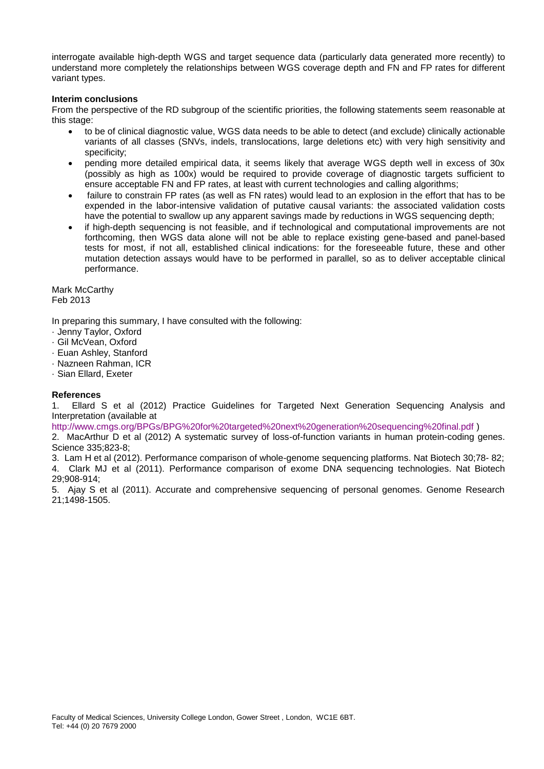interrogate available high-depth WGS and target sequence data (particularly data generated more recently) to understand more completely the relationships between WGS coverage depth and FN and FP rates for different variant types.

**Interim conclusions**

From the perspective of the RD subgroup of the scientific priorities, the following statements seem reasonable at this stage:

- to be of clinical diagnostic value, WGS data needs to be able to detect (and exclude) clinically actionable variants of all classes (SNVs, indels, translocations, large deletions etc) with very high sensitivity and specificity;
- pending more detailed empirical data, it seems likely that average WGS depth well in excess of 30x (possibly as high as 100x) would be required to provide coverage of diagnostic targets sufficient to ensure acceptable FN and FP rates, at least with current technologies and calling algorithms;
- failure to constrain FP rates (as well as FN rates) would lead to an explosion in the effort that has to be expended in the labor-intensive validation of putative causal variants: the associated validation costs have the potential to swallow up any apparent savings made by reductions in WGS sequencing depth;
- if high-depth sequencing is not feasible, and if technological and computational improvements are not forthcoming, then WGS data alone will not be able to replace existing gene-based and panel-based tests for most, if not all, established clinical indications: for the foreseeable future, these and other mutation detection assays would have to be performed in parallel, so as to deliver acceptable clinical performance.

Mark McCarthy
Feb 2013

In preparing this summary, I have consulted with the following:

· Jenny Taylor, Oxford
· Gil McVean, Oxford
· Euan Ashley, Stanford
· Nazneen Rahman, ICR
· Sian Ellard, Exeter

**References**

1. Ellard S et al (2012) Practice Guidelines for Targeted Next Generation Sequencing Analysis and Interpretation (available at http://www.cmgs.org/BPGs/BPG%20for%20targeted%20next%20generation%20sequencing%20final.pdf )
2. MacArthur D et al (2012) A systematic survey of loss-of-function variants in human protein-coding genes. Science 335;823-8;
3. Lam H et al (2012). Performance comparison of whole-genome sequencing platforms. Nat Biotech 30;78- 82;
4. Clark MJ et al (2011). Performance comparison of exome DNA sequencing technologies. Nat Biotech 29;908-914;
5. Ajay S et al (2011). Accurate and comprehensive sequencing of personal genomes. Genome Research 21;1498-1505.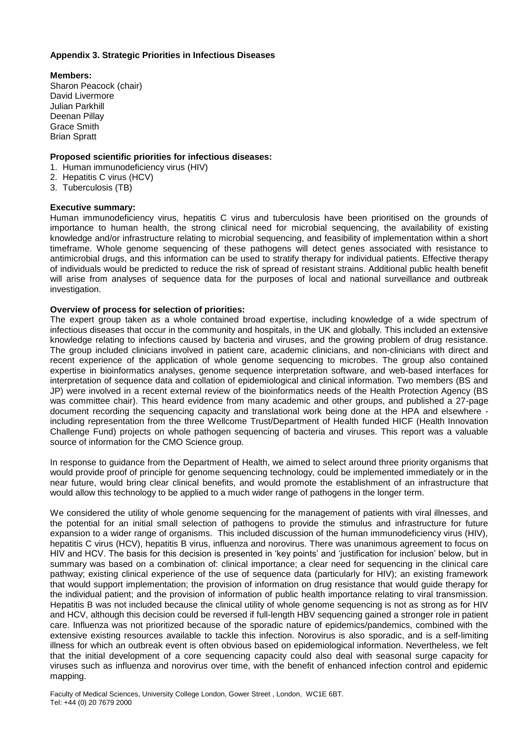**Appendix 3. Strategic Priorities in Infectious Diseases**

**Members:**
Sharon Peacock (chair)
David Livermore
Julian Parkhill
Deenan Pillay
Grace Smith
Brian Spratt

**Proposed scientific priorities for infectious diseases:**

1. Human immunodeficiency virus (HIV)
2. Hepatitis C virus (HCV)
3. Tuberculosis (TB)

**Executive summary:**
Human immunodeficiency virus, hepatitis C virus and tuberculosis have been prioritised on the grounds of importance to human health, the strong clinical need for microbial sequencing, the availability of existing knowledge and/or infrastructure relating to microbial sequencing, and feasibility of implementation within a short timeframe. Whole genome sequencing of these pathogens will detect genes associated with resistance to antimicrobial drugs, and this information can be used to stratify therapy for individual patients. Effective therapy of individuals would be predicted to reduce the risk of spread of resistant strains. Additional public health benefit will arise from analyses of sequence data for the purposes of local and national surveillance and outbreak investigation.

**Overview of process for selection of priorities:**
The expert group taken as a whole contained broad expertise, including knowledge of a wide spectrum of infectious diseases that occur in the community and hospitals, in the UK and globally. This included an extensive knowledge relating to infections caused by bacteria and viruses, and the growing problem of drug resistance. The group included clinicians involved in patient care, academic clinicians, and non-clinicians with direct and recent experience of the application of whole genome sequencing to microbes. The group also contained expertise in bioinformatics analyses, genome sequence interpretation software, and web-based interfaces for interpretation of sequence data and collation of epidemiological and clinical information. Two members (BS and JP) were involved in a recent external review of the bioinformatics needs of the Health Protection Agency (BS was committee chair). This heard evidence from many academic and other groups, and published a 27-page document recording the sequencing capacity and translational work being done at the HPA and elsewhere - including representation from the three Wellcome Trust/Department of Health funded HICF (Health Innovation Challenge Fund) projects on whole pathogen sequencing of bacteria and viruses. This report was a valuable source of information for the CMO Science group.

In response to guidance from the Department of Health, we aimed to select around three priority organisms that would provide proof of principle for genome sequencing technology, could be implemented immediately or in the near future, would bring clear clinical benefits, and would promote the establishment of an infrastructure that would allow this technology to be applied to a much wider range of pathogens in the longer term.

We considered the utility of whole genome sequencing for the management of patients with viral illnesses, and the potential for an initial small selection of pathogens to provide the stimulus and infrastructure for future expansion to a wider range of organisms. This included discussion of the human immunodeficiency virus (HIV), hepatitis C virus (HCV), hepatitis B virus, influenza and norovirus. There was unanimous agreement to focus on HIV and HCV. The basis for this decision is presented in 'key points' and 'justification for inclusion' below, but in summary was based on a combination of: clinical importance; a clear need for sequencing in the clinical care pathway; existing clinical experience of the use of sequence data (particularly for HIV); an existing framework that would support implementation; the provision of information on drug resistance that would guide therapy for the individual patient; and the provision of information of public health importance relating to viral transmission. Hepatitis B was not included because the clinical utility of whole genome sequencing is not as strong as for HIV and HCV, although this decision could be reversed if full-length HBV sequencing gained a stronger role in patient care. Influenza was not prioritized because of the sporadic nature of epidemics/pandemics, combined with the extensive existing resources available to tackle this infection. Norovirus is also sporadic, and is a self-limiting illness for which an outbreak event is often obvious based on epidemiological information. Nevertheless, we felt that the initial development of a core sequencing capacity could also deal with seasonal surge capacity for viruses such as influenza and norovirus over time, with the benefit of enhanced infection control and epidemic mapping.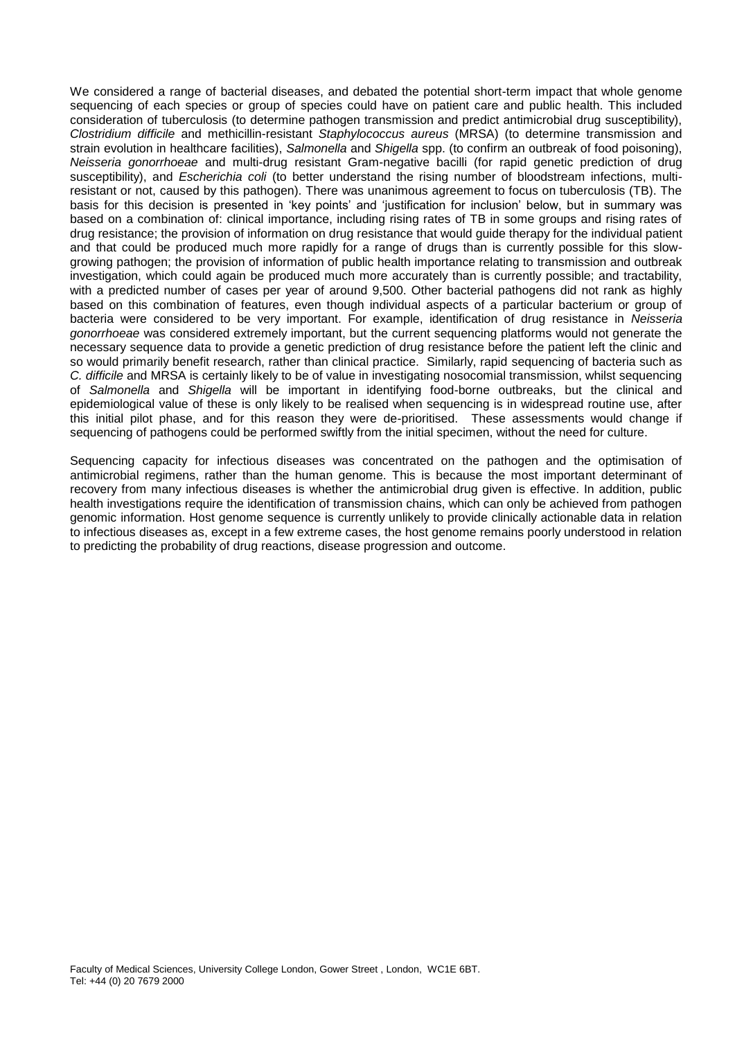We considered a range of bacterial diseases, and debated the potential short-term impact that whole genome sequencing of each species or group of species could have on patient care and public health. This included consideration of tuberculosis (to determine pathogen transmission and predict antimicrobial drug susceptibility), *Clostridium difficile* and methicillin-resistant *Staphylococcus aureus* (MRSA) (to determine transmission and strain evolution in healthcare facilities), *Salmonella* and *Shigella* spp. (to confirm an outbreak of food poisoning), *Neisseria gonorrhoeae* and multi-drug resistant Gram-negative bacilli (for rapid genetic prediction of drug susceptibility), and *Escherichia coli* (to better understand the rising number of bloodstream infections, multi-resistant or not, caused by this pathogen). There was unanimous agreement to focus on tuberculosis (TB). The basis for this decision is presented in 'key points' and 'justification for inclusion' below, but in summary was based on a combination of: clinical importance, including rising rates of TB in some groups and rising rates of drug resistance; the provision of information on drug resistance that would guide therapy for the individual patient and that could be produced much more rapidly for a range of drugs than is currently possible for this slow-growing pathogen; the provision of information of public health importance relating to transmission and outbreak investigation, which could again be produced much more accurately than is currently possible; and tractability, with a predicted number of cases per year of around 9,500. Other bacterial pathogens did not rank as highly based on this combination of features, even though individual aspects of a particular bacterium or group of bacteria were considered to be very important. For example, identification of drug resistance in *Neisseria gonorrhoeae* was considered extremely important, but the current sequencing platforms would not generate the necessary sequence data to provide a genetic prediction of drug resistance before the patient left the clinic and so would primarily benefit research, rather than clinical practice. Similarly, rapid sequencing of bacteria such as *C. difficile* and MRSA is certainly likely to be of value in investigating nosocomial transmission, whilst sequencing of *Salmonella* and *Shigella* will be important in identifying food-borne outbreaks, but the clinical and epidemiological value of these is only likely to be realised when sequencing is in widespread routine use, after this initial pilot phase, and for this reason they were de-prioritised. These assessments would change if sequencing of pathogens could be performed swiftly from the initial specimen, without the need for culture.

Sequencing capacity for infectious diseases was concentrated on the pathogen and the optimisation of antimicrobial regimens, rather than the human genome. This is because the most important determinant of recovery from many infectious diseases is whether the antimicrobial drug given is effective. In addition, public health investigations require the identification of transmission chains, which can only be achieved from pathogen genomic information. Host genome sequence is currently unlikely to provide clinically actionable data in relation to infectious diseases as, except in a few extreme cases, the host genome remains poorly understood in relation to predicting the probability of drug reactions, disease progression and outcome.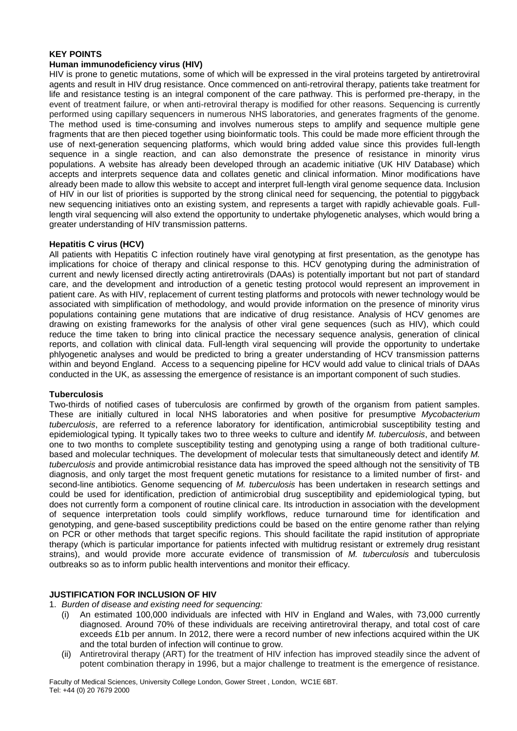## KEY POINTS

### Human immunodeficiency virus (HIV)

HIV is prone to genetic mutations, some of which will be expressed in the viral proteins targeted by antiretroviral agents and result in HIV drug resistance. Once commenced on anti-retroviral therapy, patients take treatment for life and resistance testing is an integral component of the care pathway. This is performed pre-therapy, in the event of treatment failure, or when anti-retroviral therapy is modified for other reasons. Sequencing is currently performed using capillary sequencers in numerous NHS laboratories, and generates fragments of the genome. The method used is time-consuming and involves numerous steps to amplify and sequence multiple gene fragments that are then pieced together using bioinformatic tools. This could be made more efficient through the use of next-generation sequencing platforms, which would bring added value since this provides full-length sequence in a single reaction, and can also demonstrate the presence of resistance in minority virus populations. A website has already been developed through an academic initiative (UK HIV Database) which accepts and interprets sequence data and collates genetic and clinical information. Minor modifications have already been made to allow this website to accept and interpret full-length viral genome sequence data. Inclusion of HIV in our list of priorities is supported by the strong clinical need for sequencing, the potential to piggyback new sequencing initiatives onto an existing system, and represents a target with rapidly achievable goals. Full-length viral sequencing will also extend the opportunity to undertake phylogenetic analyses, which would bring a greater understanding of HIV transmission patterns.

### Hepatitis C virus (HCV)

All patients with Hepatitis C infection routinely have viral genotyping at first presentation, as the genotype has implications for choice of therapy and clinical response to this. HCV genotyping during the administration of current and newly licensed directly acting antiretrovirals (DAAs) is potentially important but not part of standard care, and the development and introduction of a genetic testing protocol would represent an improvement in patient care. As with HIV, replacement of current testing platforms and protocols with newer technology would be associated with simplification of methodology, and would provide information on the presence of minority virus populations containing gene mutations that are indicative of drug resistance. Analysis of HCV genomes are drawing on existing frameworks for the analysis of other viral gene sequences (such as HIV), which could reduce the time taken to bring into clinical practice the necessary sequence analysis, generation of clinical reports, and collation with clinical data. Full-length viral sequencing will provide the opportunity to undertake phlyogenetic analyses and would be predicted to bring a greater understanding of HCV transmission patterns within and beyond England. Access to a sequencing pipeline for HCV would add value to clinical trials of DAAs conducted in the UK, as assessing the emergence of resistance is an important component of such studies.

### Tuberculosis

Two-thirds of notified cases of tuberculosis are confirmed by growth of the organism from patient samples. These are initially cultured in local NHS laboratories and when positive for presumptive *Mycobacterium tuberculosis*, are referred to a reference laboratory for identification, antimicrobial susceptibility testing and epidemiological typing. It typically takes two to three weeks to culture and identify *M. tuberculosis*, and between one to two months to complete susceptibility testing and genotyping using a range of both traditional culture-based and molecular techniques. The development of molecular tests that simultaneously detect and identify *M. tuberculosis* and provide antimicrobial resistance data has improved the speed although not the sensitivity of TB diagnosis, and only target the most frequent genetic mutations for resistance to a limited number of first- and second-line antibiotics. Genome sequencing of *M. tuberculosis* has been undertaken in research settings and could be used for identification, prediction of antimicrobial drug susceptibility and epidemiological typing, but does not currently form a component of routine clinical care. Its introduction in association with the development of sequence interpretation tools could simplify workflows, reduce turnaround time for identification and genotyping, and gene-based susceptibility predictions could be based on the entire genome rather than relying on PCR or other methods that target specific regions. This should facilitate the rapid institution of appropriate therapy (which is particular importance for patients infected with multidrug resistant or extremely drug resistant strains), and would provide more accurate evidence of transmission of *M. tuberculosis* and tuberculosis outbreaks so as to inform public health interventions and monitor their efficacy.

## JUSTIFICATION FOR INCLUSION OF HIV

1. *Burden of disease and existing need for sequencing:*
   (i) An estimated 100,000 individuals are infected with HIV in England and Wales, with 73,000 currently diagnosed. Around 70% of these individuals are receiving antiretroviral therapy, and total cost of care exceeds £1b per annum. In 2012, there were a record number of new infections acquired within the UK and the total burden of infection will continue to grow.
   (ii) Antiretroviral therapy (ART) for the treatment of HIV infection has improved steadily since the advent of potent combination therapy in 1996, but a major challenge to treatment is the emergence of resistance.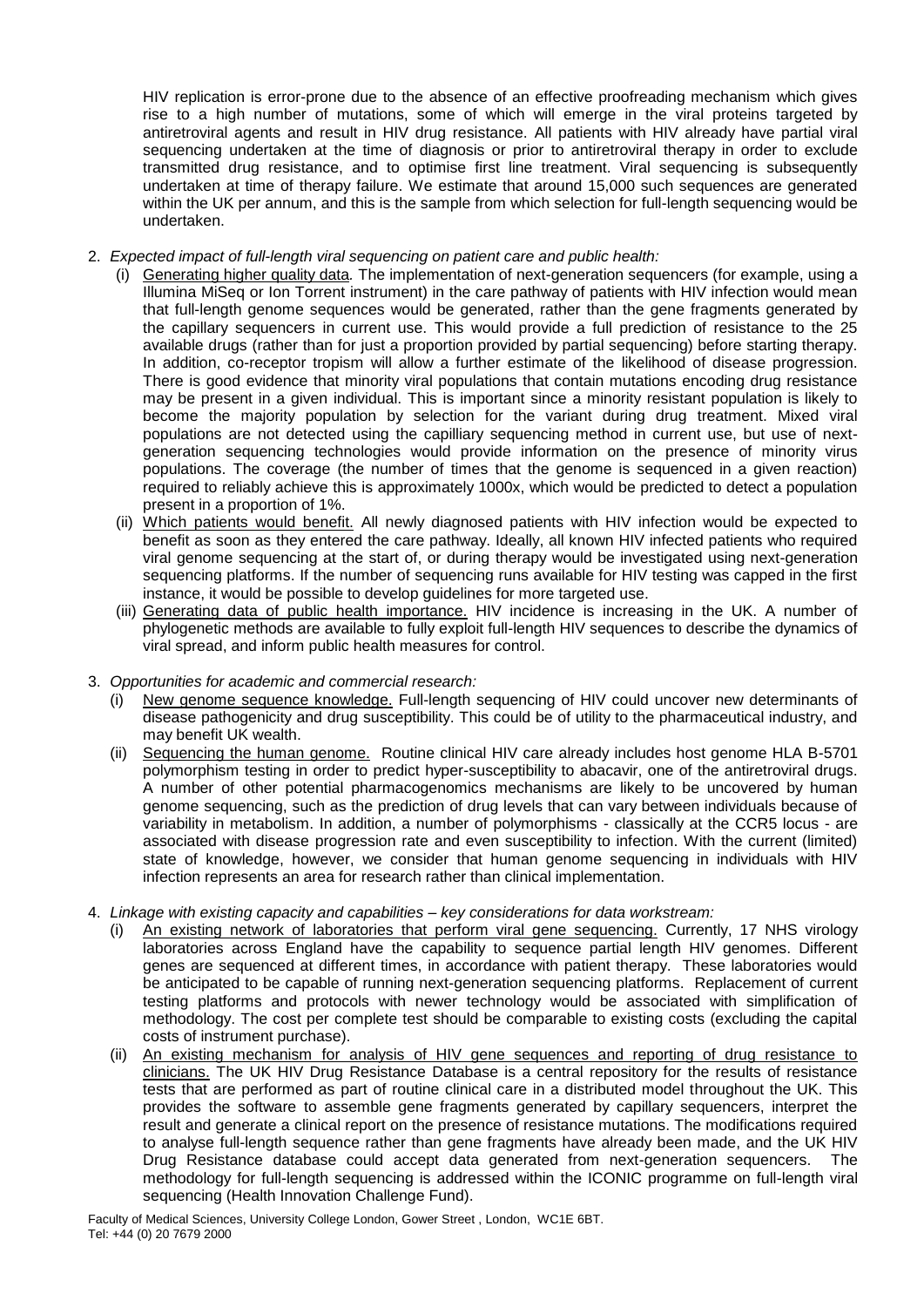HIV replication is error-prone due to the absence of an effective proofreading mechanism which gives rise to a high number of mutations, some of which will emerge in the viral proteins targeted by antiretroviral agents and result in HIV drug resistance. All patients with HIV already have partial viral sequencing undertaken at the time of diagnosis or prior to antiretroviral therapy in order to exclude transmitted drug resistance, and to optimise first line treatment. Viral sequencing is subsequently undertaken at time of therapy failure. We estimate that around 15,000 such sequences are generated within the UK per annum, and this is the sample from which selection for full-length sequencing would be undertaken.

2. *Expected impact of full-length viral sequencing on patient care and public health:*
   (i) Generating higher quality data. The implementation of next-generation sequencers (for example, using a Illumina MiSeq or Ion Torrent instrument) in the care pathway of patients with HIV infection would mean that full-length genome sequences would be generated, rather than the gene fragments generated by the capillary sequencers in current use. This would provide a full prediction of resistance to the 25 available drugs (rather than for just a proportion provided by partial sequencing) before starting therapy. In addition, co-receptor tropism will allow a further estimate of the likelihood of disease progression. There is good evidence that minority viral populations that contain mutations encoding drug resistance may be present in a given individual. This is important since a minority resistant population is likely to become the majority population by selection for the variant during drug treatment. Mixed viral populations are not detected using the capilliary sequencing method in current use, but use of next-generation sequencing technologies would provide information on the presence of minority virus populations. The coverage (the number of times that the genome is sequenced in a given reaction) required to reliably achieve this is approximately 1000x, which would be predicted to detect a population present in a proportion of 1%.
   (ii) Which patients would benefit. All newly diagnosed patients with HIV infection would be expected to benefit as soon as they entered the care pathway. Ideally, all known HIV infected patients who required viral genome sequencing at the start of, or during therapy would be investigated using next-generation sequencing platforms. If the number of sequencing runs available for HIV testing was capped in the first instance, it would be possible to develop guidelines for more targeted use.
   (iii) Generating data of public health importance. HIV incidence is increasing in the UK. A number of phylogenetic methods are available to fully exploit full-length HIV sequences to describe the dynamics of viral spread, and inform public health measures for control.

3. *Opportunities for academic and commercial research:*
   (i) New genome sequence knowledge. Full-length sequencing of HIV could uncover new determinants of disease pathogenicity and drug susceptibility. This could be of utility to the pharmaceutical industry, and may benefit UK wealth.
   (ii) Sequencing the human genome. Routine clinical HIV care already includes host genome HLA B-5701 polymorphism testing in order to predict hyper-susceptibility to abacavir, one of the antiretroviral drugs. A number of other potential pharmacogenomics mechanisms are likely to be uncovered by human genome sequencing, such as the prediction of drug levels that can vary between individuals because of variability in metabolism. In addition, a number of polymorphisms - classically at the CCR5 locus - are associated with disease progression rate and even susceptibility to infection. With the current (limited) state of knowledge, however, we consider that human genome sequencing in individuals with HIV infection represents an area for research rather than clinical implementation.

4. *Linkage with existing capacity and capabilities – key considerations for data workstream:*
   (i) An existing network of laboratories that perform viral gene sequencing. Currently, 17 NHS virology laboratories across England have the capability to sequence partial length HIV genomes. Different genes are sequenced at different times, in accordance with patient therapy. These laboratories would be anticipated to be capable of running next-generation sequencing platforms. Replacement of current testing platforms and protocols with newer technology would be associated with simplification of methodology. The cost per complete test should be comparable to existing costs (excluding the capital costs of instrument purchase).
   (ii) An existing mechanism for analysis of HIV gene sequences and reporting of drug resistance to clinicians. The UK HIV Drug Resistance Database is a central repository for the results of resistance tests that are performed as part of routine clinical care in a distributed model throughout the UK. This provides the software to assemble gene fragments generated by capillary sequencers, interpret the result and generate a clinical report on the presence of resistance mutations. The modifications required to analyse full-length sequence rather than gene fragments have already been made, and the UK HIV Drug Resistance database could accept data generated from next-generation sequencers. The methodology for full-length sequencing is addressed within the ICONIC programme on full-length viral sequencing (Health Innovation Challenge Fund).

Faculty of Medical Sciences, University College London, Gower Street , London, WC1E 6BT.
Tel: +44 (0) 20 7679 2000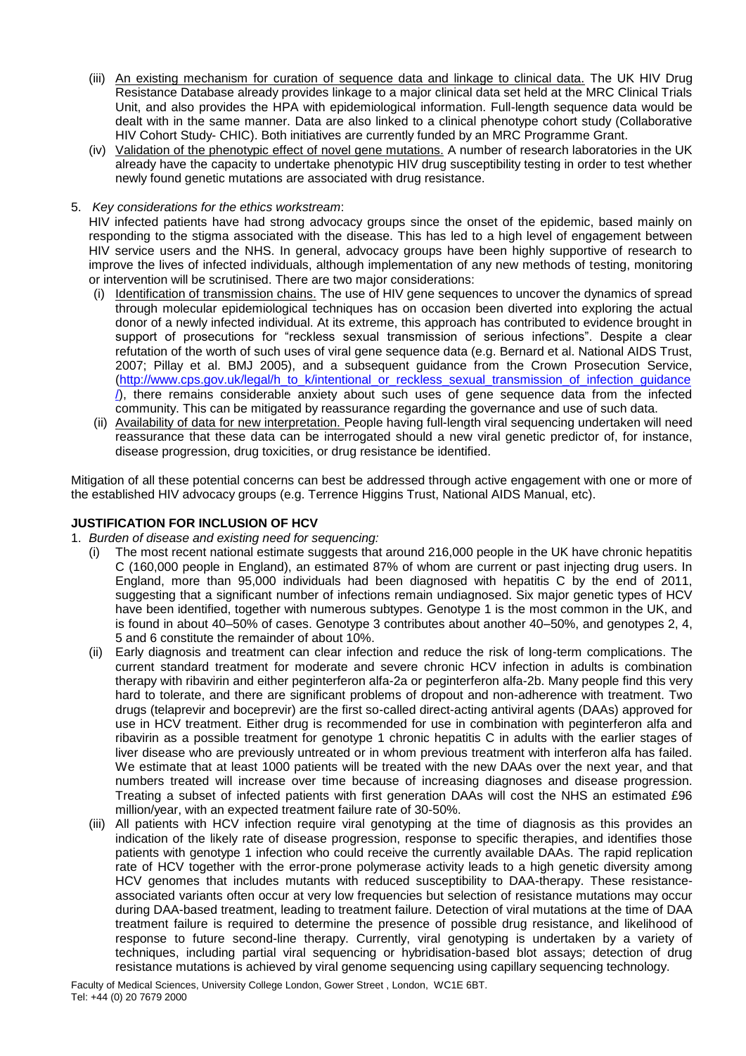- (iii) An existing mechanism for curation of sequence data and linkage to clinical data. The UK HIV Drug Resistance Database already provides linkage to a major clinical data set held at the MRC Clinical Trials Unit, and also provides the HPA with epidemiological information. Full-length sequence data would be dealt with in the same manner. Data are also linked to a clinical phenotype cohort study (Collaborative HIV Cohort Study- CHIC). Both initiatives are currently funded by an MRC Programme Grant.
- (iv) Validation of the phenotypic effect of novel gene mutations. A number of research laboratories in the UK already have the capacity to undertake phenotypic HIV drug susceptibility testing in order to test whether newly found genetic mutations are associated with drug resistance.

5. *Key considerations for the ethics workstream*:

HIV infected patients have had strong advocacy groups since the onset of the epidemic, based mainly on responding to the stigma associated with the disease. This has led to a high level of engagement between HIV service users and the NHS. In general, advocacy groups have been highly supportive of research to improve the lives of infected individuals, although implementation of any new methods of testing, monitoring or intervention will be scrutinised. There are two major considerations:

- (i) Identification of transmission chains. The use of HIV gene sequences to uncover the dynamics of spread through molecular epidemiological techniques has on occasion been diverted into exploring the actual donor of a newly infected individual. At its extreme, this approach has contributed to evidence brought in support of prosecutions for "reckless sexual transmission of serious infections". Despite a clear refutation of the worth of such uses of viral gene sequence data (e.g. Bernard et al. National AIDS Trust, 2007; Pillay et al. BMJ 2005), and a subsequent guidance from the Crown Prosecution Service, (http://www.cps.gov.uk/legal/h_to_k/intentional_or_reckless_sexual_transmission_of_infection_guidance/), there remains considerable anxiety about such uses of gene sequence data from the infected community. This can be mitigated by reassurance regarding the governance and use of such data.
- (ii) Availability of data for new interpretation. People having full-length viral sequencing undertaken will need reassurance that these data can be interrogated should a new viral genetic predictor of, for instance, disease progression, drug toxicities, or drug resistance be identified.

Mitigation of all these potential concerns can best be addressed through active engagement with one or more of the established HIV advocacy groups (e.g. Terrence Higgins Trust, National AIDS Manual, etc).

**JUSTIFICATION FOR INCLUSION OF HCV**

1. *Burden of disease and existing need for sequencing:*
   - (i) The most recent national estimate suggests that around 216,000 people in the UK have chronic hepatitis C (160,000 people in England), an estimated 87% of whom are current or past injecting drug users. In England, more than 95,000 individuals had been diagnosed with hepatitis C by the end of 2011, suggesting that a significant number of infections remain undiagnosed. Six major genetic types of HCV have been identified, together with numerous subtypes. Genotype 1 is the most common in the UK, and is found in about 40–50% of cases. Genotype 3 contributes about another 40–50%, and genotypes 2, 4, 5 and 6 constitute the remainder of about 10%.
   - (ii) Early diagnosis and treatment can clear infection and reduce the risk of long-term complications. The current standard treatment for moderate and severe chronic HCV infection in adults is combination therapy with ribavirin and either peginterferon alfa-2a or peginterferon alfa-2b. Many people find this very hard to tolerate, and there are significant problems of dropout and non-adherence with treatment. Two drugs (telaprevir and boceprevir) are the first so-called direct-acting antiviral agents (DAAs) approved for use in HCV treatment. Either drug is recommended for use in combination with peginterferon alfa and ribavirin as a possible treatment for genotype 1 chronic hepatitis C in adults with the earlier stages of liver disease who are previously untreated or in whom previous treatment with interferon alfa has failed. We estimate that at least 1000 patients will be treated with the new DAAs over the next year, and that numbers treated will increase over time because of increasing diagnoses and disease progression. Treating a subset of infected patients with first generation DAAs will cost the NHS an estimated £96 million/year, with an expected treatment failure rate of 30-50%.
   - (iii) All patients with HCV infection require viral genotyping at the time of diagnosis as this provides an indication of the likely rate of disease progression, response to specific therapies, and identifies those patients with genotype 1 infection who could receive the currently available DAAs. The rapid replication rate of HCV together with the error-prone polymerase activity leads to a high genetic diversity among HCV genomes that includes mutants with reduced susceptibility to DAA-therapy. These resistance-associated variants often occur at very low frequencies but selection of resistance mutations may occur during DAA-based treatment, leading to treatment failure. Detection of viral mutations at the time of DAA treatment failure is required to determine the presence of possible drug resistance, and likelihood of response to future second-line therapy. Currently, viral genotyping is undertaken by a variety of techniques, including partial viral sequencing or hybridisation-based blot assays; detection of drug resistance mutations is achieved by viral genome sequencing using capillary sequencing technology.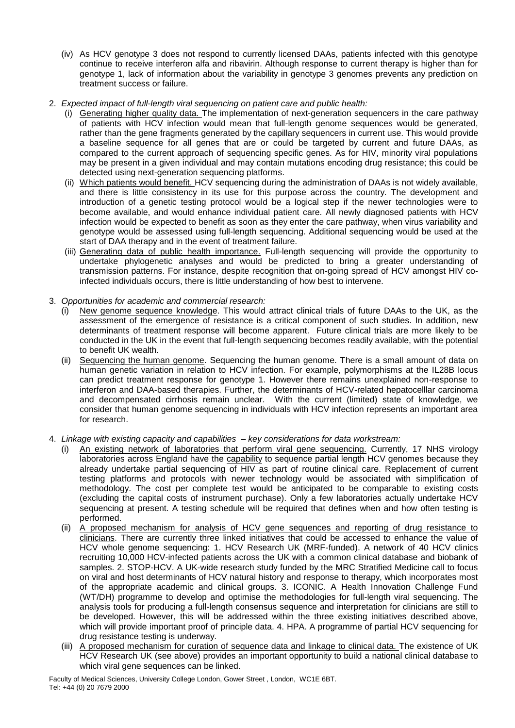(iv) As HCV genotype 3 does not respond to currently licensed DAAs, patients infected with this genotype continue to receive interferon alfa and ribavirin. Although response to current therapy is higher than for genotype 1, lack of information about the variability in genotype 3 genomes prevents any prediction on treatment success or failure.

2. *Expected impact of full-length viral sequencing on patient care and public health:*
   (i) Generating higher quality data. The implementation of next-generation sequencers in the care pathway of patients with HCV infection would mean that full-length genome sequences would be generated, rather than the gene fragments generated by the capillary sequencers in current use. This would provide a baseline sequence for all genes that are or could be targeted by current and future DAAs, as compared to the current approach of sequencing specific genes. As for HIV, minority viral populations may be present in a given individual and may contain mutations encoding drug resistance; this could be detected using next-generation sequencing platforms.
   (ii) Which patients would benefit. HCV sequencing during the administration of DAAs is not widely available, and there is little consistency in its use for this purpose across the country. The development and introduction of a genetic testing protocol would be a logical step if the newer technologies were to become available, and would enhance individual patient care. All newly diagnosed patients with HCV infection would be expected to benefit as soon as they enter the care pathway, when virus variability and genotype would be assessed using full-length sequencing. Additional sequencing would be used at the start of DAA therapy and in the event of treatment failure.
   (iii) Generating data of public health importance. Full-length sequencing will provide the opportunity to undertake phylogenetic analyses and would be predicted to bring a greater understanding of transmission patterns. For instance, despite recognition that on-going spread of HCV amongst HIV co-infected individuals occurs, there is little understanding of how best to intervene.

3. *Opportunities for academic and commercial research:*
   (i) New genome sequence knowledge. This would attract clinical trials of future DAAs to the UK, as the assessment of the emergence of resistance is a critical component of such studies. In addition, new determinants of treatment response will become apparent. Future clinical trials are more likely to be conducted in the UK in the event that full-length sequencing becomes readily available, with the potential to benefit UK wealth.
   (ii) Sequencing the human genome. Sequencing the human genome. There is a small amount of data on human genetic variation in relation to HCV infection. For example, polymorphisms at the IL28B locus can predict treatment response for genotype 1. However there remains unexplained non-response to interferon and DAA-based therapies. Further, the determinants of HCV-related hepatocelllar carcinoma and decompensated cirrhosis remain unclear. With the current (limited) state of knowledge, we consider that human genome sequencing in individuals with HCV infection represents an important area for research.

4. *Linkage with existing capacity and capabilities – key considerations for data workstream:*
   (i) An existing network of laboratories that perform viral gene sequencing. Currently, 17 NHS virology laboratories across England have the capability to sequence partial length HCV genomes because they already undertake partial sequencing of HIV as part of routine clinical care. Replacement of current testing platforms and protocols with newer technology would be associated with simplification of methodology. The cost per complete test would be anticipated to be comparable to existing costs (excluding the capital costs of instrument purchase). Only a few laboratories actually undertake HCV sequencing at present. A testing schedule will be required that defines when and how often testing is performed.
   (ii) A proposed mechanism for analysis of HCV gene sequences and reporting of drug resistance to clinicians. There are currently three linked initiatives that could be accessed to enhance the value of HCV whole genome sequencing: 1. HCV Research UK (MRF-funded). A network of 40 HCV clinics recruiting 10,000 HCV-infected patients across the UK with a common clinical database and biobank of samples. 2. STOP-HCV. A UK-wide research study funded by the MRC Stratified Medicine call to focus on viral and host determinants of HCV natural history and response to therapy, which incorporates most of the appropriate academic and clinical groups. 3. ICONIC. A Health Innovation Challenge Fund (WT/DH) programme to develop and optimise the methodologies for full-length viral sequencing. The analysis tools for producing a full-length consensus sequence and interpretation for clinicians are still to be developed. However, this will be addressed within the three existing initiatives described above, which will provide important proof of principle data. 4. HPA. A programme of partial HCV sequencing for drug resistance testing is underway.
   (iii) A proposed mechanism for curation of sequence data and linkage to clinical data. The existence of UK HCV Research UK (see above) provides an important opportunity to build a national clinical database to which viral gene sequences can be linked.

Faculty of Medical Sciences, University College London, Gower Street , London, WC1E 6BT.
Tel: +44 (0) 20 7679 2000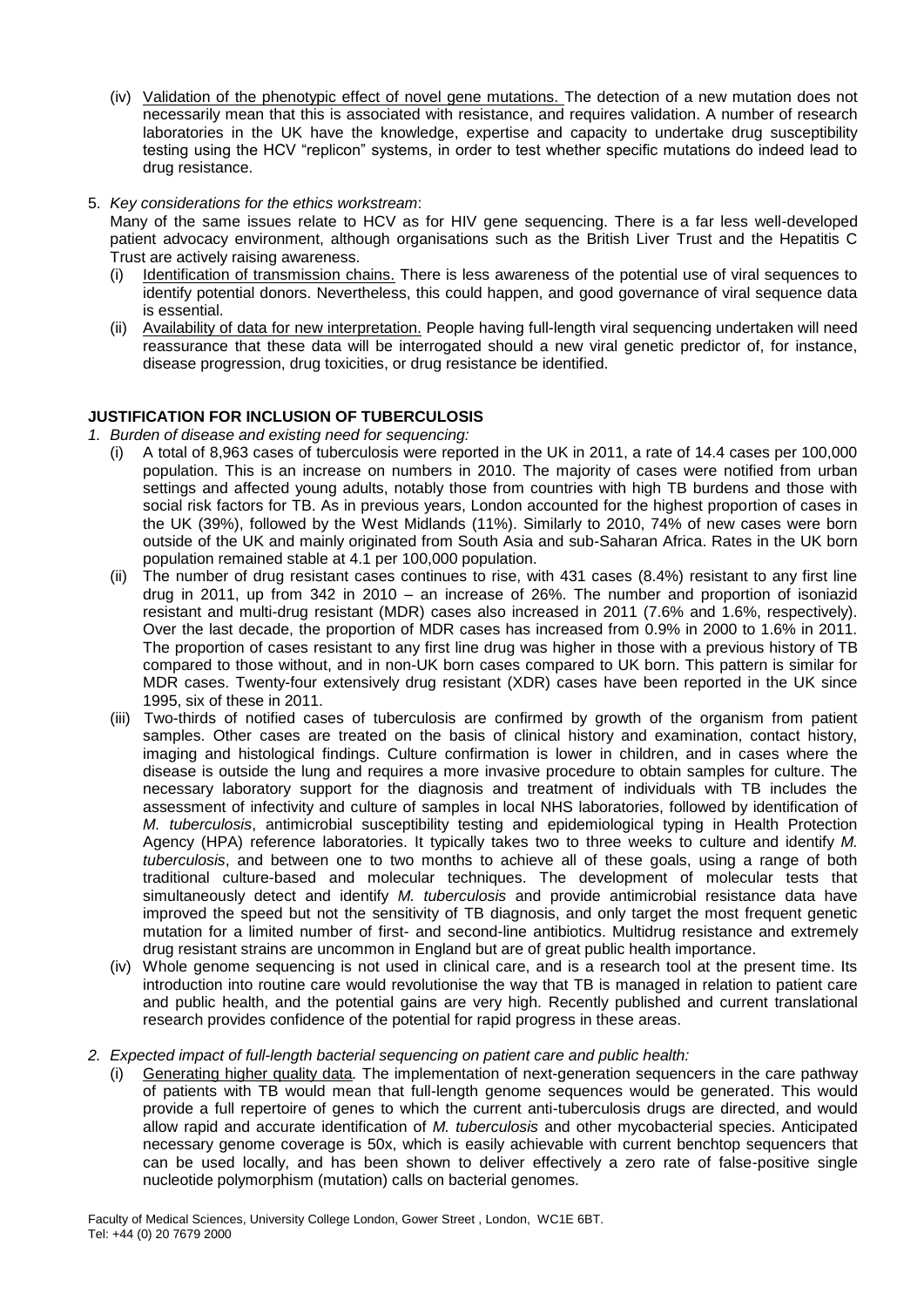(iv) <u>Validation of the phenotypic effect of novel gene mutations.</u> The detection of a new mutation does not necessarily mean that this is associated with resistance, and requires validation. A number of research laboratories in the UK have the knowledge, expertise and capacity to undertake drug susceptibility testing using the HCV "replicon" systems, in order to test whether specific mutations do indeed lead to drug resistance.

5. *Key considerations for the ethics workstream*:
   Many of the same issues relate to HCV as for HIV gene sequencing. There is a far less well-developed patient advocacy environment, although organisations such as the British Liver Trust and the Hepatitis C Trust are actively raising awareness.
   (i) <u>Identification of transmission chains.</u> There is less awareness of the potential use of viral sequences to identify potential donors. Nevertheless, this could happen, and good governance of viral sequence data is essential.
   (ii) <u>Availability of data for new interpretation.</u> People having full-length viral sequencing undertaken will need reassurance that these data will be interrogated should a new viral genetic predictor of, for instance, disease progression, drug toxicities, or drug resistance be identified.

**JUSTIFICATION FOR INCLUSION OF TUBERCULOSIS**

1. *Burden of disease and existing need for sequencing:*
   (i) A total of 8,963 cases of tuberculosis were reported in the UK in 2011, a rate of 14.4 cases per 100,000 population. This is an increase on numbers in 2010. The majority of cases were notified from urban settings and affected young adults, notably those from countries with high TB burdens and those with social risk factors for TB. As in previous years, London accounted for the highest proportion of cases in the UK (39%), followed by the West Midlands (11%). Similarly to 2010, 74% of new cases were born outside of the UK and mainly originated from South Asia and sub-Saharan Africa. Rates in the UK born population remained stable at 4.1 per 100,000 population.
   (ii) The number of drug resistant cases continues to rise, with 431 cases (8.4%) resistant to any first line drug in 2011, up from 342 in 2010 – an increase of 26%. The number and proportion of isoniazid resistant and multi-drug resistant (MDR) cases also increased in 2011 (7.6% and 1.6%, respectively). Over the last decade, the proportion of MDR cases has increased from 0.9% in 2000 to 1.6% in 2011. The proportion of cases resistant to any first line drug was higher in those with a previous history of TB compared to those without, and in non-UK born cases compared to UK born. This pattern is similar for MDR cases. Twenty-four extensively drug resistant (XDR) cases have been reported in the UK since 1995, six of these in 2011.
   (iii) Two-thirds of notified cases of tuberculosis are confirmed by growth of the organism from patient samples. Other cases are treated on the basis of clinical history and examination, contact history, imaging and histological findings. Culture confirmation is lower in children, and in cases where the disease is outside the lung and requires a more invasive procedure to obtain samples for culture. The necessary laboratory support for the diagnosis and treatment of individuals with TB includes the assessment of infectivity and culture of samples in local NHS laboratories, followed by identification of *M. tuberculosis*, antimicrobial susceptibility testing and epidemiological typing in Health Protection Agency (HPA) reference laboratories. It typically takes two to three weeks to culture and identify *M. tuberculosis*, and between one to two months to achieve all of these goals, using a range of both traditional culture-based and molecular techniques. The development of molecular tests that simultaneously detect and identify *M. tuberculosis* and provide antimicrobial resistance data have improved the speed but not the sensitivity of TB diagnosis, and only target the most frequent genetic mutation for a limited number of first- and second-line antibiotics. Multidrug resistance and extremely drug resistant strains are uncommon in England but are of great public health importance.
   (iv) Whole genome sequencing is not used in clinical care, and is a research tool at the present time. Its introduction into routine care would revolutionise the way that TB is managed in relation to patient care and public health, and the potential gains are very high. Recently published and current translational research provides confidence of the potential for rapid progress in these areas.

2. *Expected impact of full-length bacterial sequencing on patient care and public health:*
   (i) <u>Generating higher quality data</u>*.* The implementation of next-generation sequencers in the care pathway of patients with TB would mean that full-length genome sequences would be generated. This would provide a full repertoire of genes to which the current anti-tuberculosis drugs are directed, and would allow rapid and accurate identification of *M. tuberculosis* and other mycobacterial species. Anticipated necessary genome coverage is 50x, which is easily achievable with current benchtop sequencers that can be used locally, and has been shown to deliver effectively a zero rate of false-positive single nucleotide polymorphism (mutation) calls on bacterial genomes.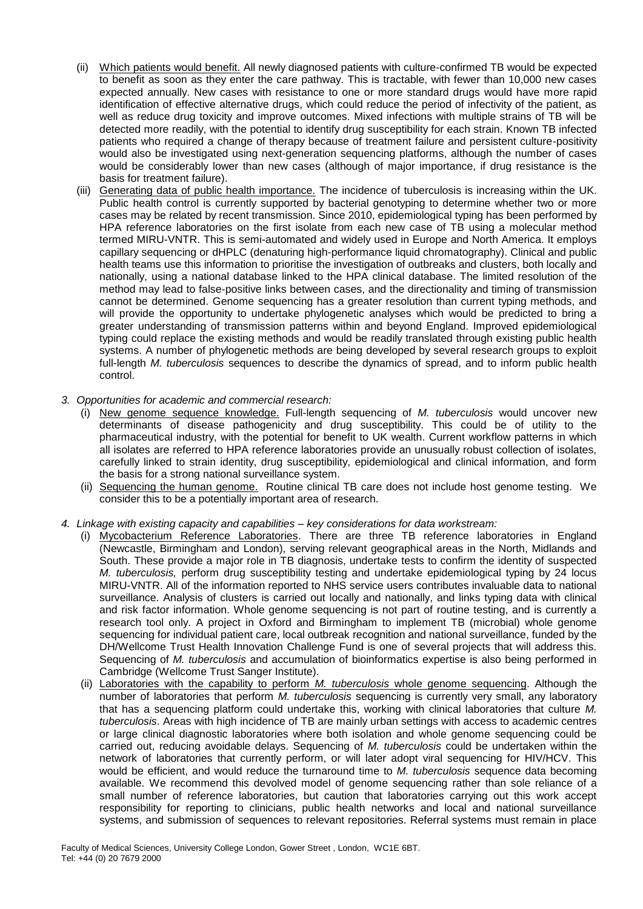(ii) Which patients would benefit. All newly diagnosed patients with culture-confirmed TB would be expected to benefit as soon as they enter the care pathway. This is tractable, with fewer than 10,000 new cases expected annually. New cases with resistance to one or more standard drugs would have more rapid identification of effective alternative drugs, which could reduce the period of infectivity of the patient, as well as reduce drug toxicity and improve outcomes. Mixed infections with multiple strains of TB will be detected more readily, with the potential to identify drug susceptibility for each strain. Known TB infected patients who required a change of therapy because of treatment failure and persistent culture-positivity would also be investigated using next-generation sequencing platforms, although the number of cases would be considerably lower than new cases (although of major importance, if drug resistance is the basis for treatment failure).

(iii) Generating data of public health importance. The incidence of tuberculosis is increasing within the UK. Public health control is currently supported by bacterial genotyping to determine whether two or more cases may be related by recent transmission. Since 2010, epidemiological typing has been performed by HPA reference laboratories on the first isolate from each new case of TB using a molecular method termed MIRU-VNTR. This is semi-automated and widely used in Europe and North America. It employs capillary sequencing or dHPLC (denaturing high-performance liquid chromatography). Clinical and public health teams use this information to prioritise the investigation of outbreaks and clusters, both locally and nationally, using a national database linked to the HPA clinical database. The limited resolution of the method may lead to false-positive links between cases, and the directionality and timing of transmission cannot be determined. Genome sequencing has a greater resolution than current typing methods, and will provide the opportunity to undertake phylogenetic analyses which would be predicted to bring a greater understanding of transmission patterns within and beyond England. Improved epidemiological typing could replace the existing methods and would be readily translated through existing public health systems. A number of phylogenetic methods are being developed by several research groups to exploit full-length *M. tuberculosis* sequences to describe the dynamics of spread, and to inform public health control.

*3. Opportunities for academic and commercial research:*

(i) New genome sequence knowledge. Full-length sequencing of *M. tuberculosis* would uncover new determinants of disease pathogenicity and drug susceptibility. This could be of utility to the pharmaceutical industry, with the potential for benefit to UK wealth. Current workflow patterns in which all isolates are referred to HPA reference laboratories provide an unusually robust collection of isolates, carefully linked to strain identity, drug susceptibility, epidemiological and clinical information, and form the basis for a strong national surveillance system.

(ii) Sequencing the human genome. Routine clinical TB care does not include host genome testing. We consider this to be a potentially important area of research.

*4. Linkage with existing capacity and capabilities – key considerations for data workstream:*

(i) Mycobacterium Reference Laboratories. There are three TB reference laboratories in England (Newcastle, Birmingham and London), serving relevant geographical areas in the North, Midlands and South. These provide a major role in TB diagnosis, undertake tests to confirm the identity of suspected *M. tuberculosis,* perform drug susceptibility testing and undertake epidemiological typing by 24 locus MIRU-VNTR. All of the information reported to NHS service users contributes invaluable data to national surveillance. Analysis of clusters is carried out locally and nationally, and links typing data with clinical and risk factor information. Whole genome sequencing is not part of routine testing, and is currently a research tool only. A project in Oxford and Birmingham to implement TB (microbial) whole genome sequencing for individual patient care, local outbreak recognition and national surveillance, funded by the DH/Wellcome Trust Health Innovation Challenge Fund is one of several projects that will address this. Sequencing of *M. tuberculosis* and accumulation of bioinformatics expertise is also being performed in Cambridge (Wellcome Trust Sanger Institute).

(ii) Laboratories with the capability to perform *M. tuberculosis* whole genome sequencing. Although the number of laboratories that perform *M. tuberculosis* sequencing is currently very small, any laboratory that has a sequencing platform could undertake this, working with clinical laboratories that culture *M. tuberculosis*. Areas with high incidence of TB are mainly urban settings with access to academic centres or large clinical diagnostic laboratories where both isolation and whole genome sequencing could be carried out, reducing avoidable delays. Sequencing of *M. tuberculosis* could be undertaken within the network of laboratories that currently perform, or will later adopt viral sequencing for HIV/HCV. This would be efficient, and would reduce the turnaround time to *M. tuberculosis* sequence data becoming available. We recommend this devolved model of genome sequencing rather than sole reliance of a small number of reference laboratories, but caution that laboratories carrying out this work accept responsibility for reporting to clinicians, public health networks and local and national surveillance systems, and submission of sequences to relevant repositories. Referral systems must remain in place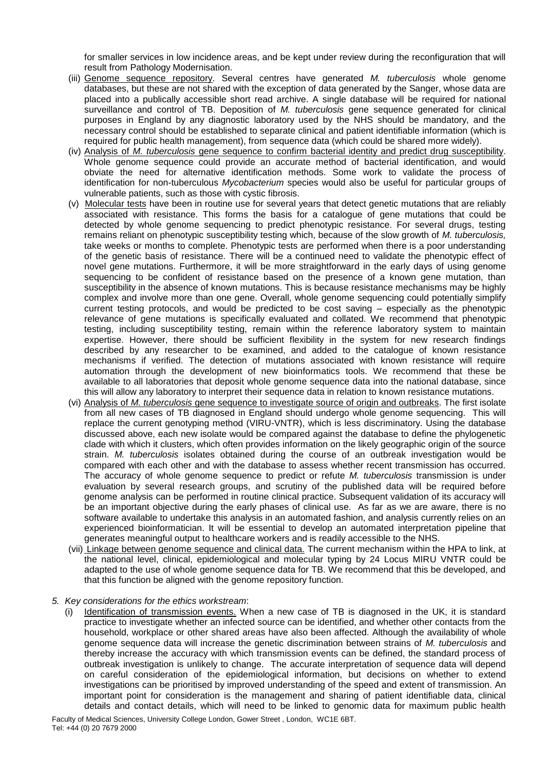for smaller services in low incidence areas, and be kept under review during the reconfiguration that will result from Pathology Modernisation.

(iii) Genome sequence repository. Several centres have generated *M. tuberculosis* whole genome databases, but these are not shared with the exception of data generated by the Sanger, whose data are placed into a publically accessible short read archive. A single database will be required for national surveillance and control of TB. Deposition of *M. tuberculosis* gene sequence generated for clinical purposes in England by any diagnostic laboratory used by the NHS should be mandatory, and the necessary control should be established to separate clinical and patient identifiable information (which is required for public health management), from sequence data (which could be shared more widely).

(iv) Analysis of *M. tuberculosis* gene sequence to confirm bacterial identity and predict drug susceptibility. Whole genome sequence could provide an accurate method of bacterial identification, and would obviate the need for alternative identification methods. Some work to validate the process of identification for non-tuberculous *Mycobacterium* species would also be useful for particular groups of vulnerable patients, such as those with cystic fibrosis.

(v) Molecular tests have been in routine use for several years that detect genetic mutations that are reliably associated with resistance. This forms the basis for a catalogue of gene mutations that could be detected by whole genome sequencing to predict phenotypic resistance. For several drugs, testing remains reliant on phenotypic susceptibility testing which, because of the slow growth of *M. tuberculosis,* take weeks or months to complete. Phenotypic tests are performed when there is a poor understanding of the genetic basis of resistance. There will be a continued need to validate the phenotypic effect of novel gene mutations. Furthermore, it will be more straightforward in the early days of using genome sequencing to be confident of resistance based on the presence of a known gene mutation, than susceptibility in the absence of known mutations. This is because resistance mechanisms may be highly complex and involve more than one gene. Overall, whole genome sequencing could potentially simplify current testing protocols, and would be predicted to be cost saving – especially as the phenotypic relevance of gene mutations is specifically evaluated and collated. We recommend that phenotypic testing, including susceptibility testing, remain within the reference laboratory system to maintain expertise. However, there should be sufficient flexibility in the system for new research findings described by any researcher to be examined, and added to the catalogue of known resistance mechanisms if verified. The detection of mutations associated with known resistance will require automation through the development of new bioinformatics tools. We recommend that these be available to all laboratories that deposit whole genome sequence data into the national database, since this will allow any laboratory to interpret their sequence data in relation to known resistance mutations.

(vi) Analysis of *M. tuberculosis* gene sequence to investigate source of origin and outbreaks. The first isolate from all new cases of TB diagnosed in England should undergo whole genome sequencing. This will replace the current genotyping method (VIRU-VNTR), which is less discriminatory. Using the database discussed above, each new isolate would be compared against the database to define the phylogenetic clade with which it clusters, which often provides information on the likely geographic origin of the source strain. *M. tuberculosis* isolates obtained during the course of an outbreak investigation would be compared with each other and with the database to assess whether recent transmission has occurred. The accuracy of whole genome sequence to predict or refute *M. tuberculosis* transmission is under evaluation by several research groups, and scrutiny of the published data will be required before genome analysis can be performed in routine clinical practice. Subsequent validation of its accuracy will be an important objective during the early phases of clinical use. As far as we are aware, there is no software available to undertake this analysis in an automated fashion, and analysis currently relies on an experienced bioinformatician. It will be essential to develop an automated interpretation pipeline that generates meaningful output to healthcare workers and is readily accessible to the NHS.

(vii) Linkage between genome sequence and clinical data. The current mechanism within the HPA to link, at the national level, clinical, epidemiological and molecular typing by 24 Locus MIRU VNTR could be adapted to the use of whole genome sequence data for TB. We recommend that this be developed, and that this function be aligned with the genome repository function.

5. *Key considerations for the ethics workstream*:

(i) Identification of transmission events. When a new case of TB is diagnosed in the UK, it is standard practice to investigate whether an infected source can be identified, and whether other contacts from the household, workplace or other shared areas have also been affected. Although the availability of whole genome sequence data will increase the genetic discrimination between strains of *M. tuberculosis* and thereby increase the accuracy with which transmission events can be defined, the standard process of outbreak investigation is unlikely to change. The accurate interpretation of sequence data will depend on careful consideration of the epidemiological information, but decisions on whether to extend investigations can be prioritised by improved understanding of the speed and extent of transmission. An important point for consideration is the management and sharing of patient identifiable data, clinical details and contact details, which will need to be linked to genomic data for maximum public health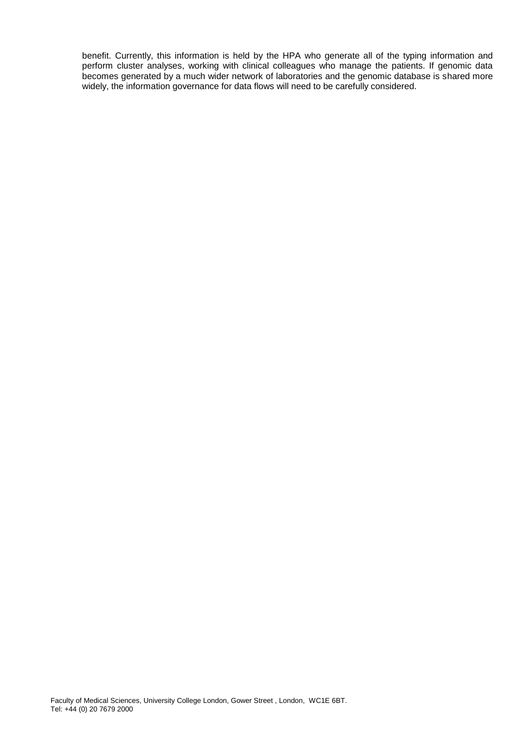benefit. Currently, this information is held by the HPA who generate all of the typing information and perform cluster analyses, working with clinical colleagues who manage the patients. If genomic data becomes generated by a much wider network of laboratories and the genomic database is shared more widely, the information governance for data flows will need to be carefully considered.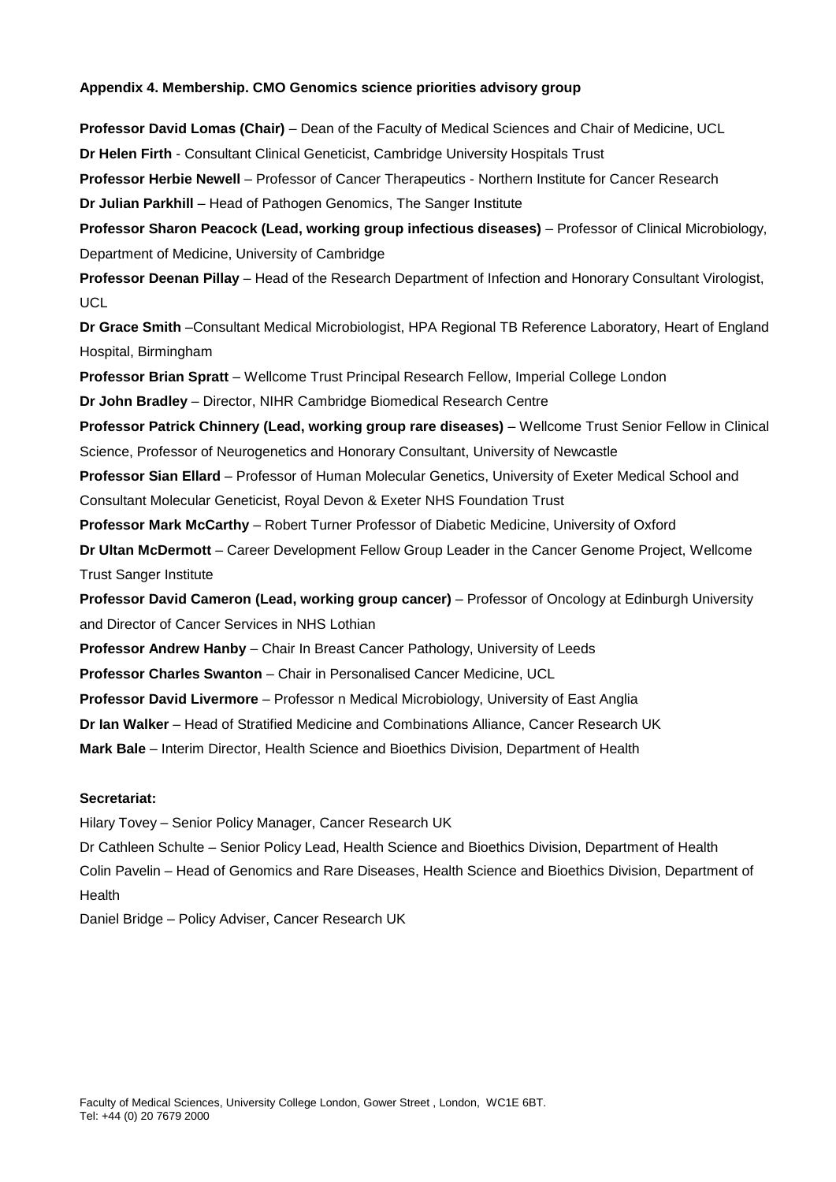**Appendix 4. Membership. CMO Genomics science priorities advisory group**

**Professor David Lomas (Chair)** – Dean of the Faculty of Medical Sciences and Chair of Medicine, UCL

**Dr Helen Firth** - Consultant Clinical Geneticist, Cambridge University Hospitals Trust

**Professor Herbie Newell** – Professor of Cancer Therapeutics - Northern Institute for Cancer Research

**Dr Julian Parkhill** – Head of Pathogen Genomics, The Sanger Institute

**Professor Sharon Peacock (Lead, working group infectious diseases)** – Professor of Clinical Microbiology, Department of Medicine, University of Cambridge

**Professor Deenan Pillay** – Head of the Research Department of Infection and Honorary Consultant Virologist, UCL

**Dr Grace Smith** –Consultant Medical Microbiologist, HPA Regional TB Reference Laboratory, Heart of England Hospital, Birmingham

**Professor Brian Spratt** – Wellcome Trust Principal Research Fellow, Imperial College London

**Dr John Bradley** – Director, NIHR Cambridge Biomedical Research Centre

**Professor Patrick Chinnery (Lead, working group rare diseases)** – Wellcome Trust Senior Fellow in Clinical Science, Professor of Neurogenetics and Honorary Consultant, University of Newcastle

**Professor Sian Ellard** – Professor of Human Molecular Genetics, University of Exeter Medical School and Consultant Molecular Geneticist, Royal Devon & Exeter NHS Foundation Trust

**Professor Mark McCarthy** – Robert Turner Professor of Diabetic Medicine, University of Oxford

**Dr Ultan McDermott** – Career Development Fellow Group Leader in the Cancer Genome Project, Wellcome Trust Sanger Institute

**Professor David Cameron (Lead, working group cancer)** – Professor of Oncology at Edinburgh University and Director of Cancer Services in NHS Lothian

**Professor Andrew Hanby** – Chair In Breast Cancer Pathology, University of Leeds

**Professor Charles Swanton** – Chair in Personalised Cancer Medicine, UCL

**Professor David Livermore** – Professor n Medical Microbiology, University of East Anglia

**Dr Ian Walker** – Head of Stratified Medicine and Combinations Alliance, Cancer Research UK

**Mark Bale** – Interim Director, Health Science and Bioethics Division, Department of Health

**Secretariat:**

Hilary Tovey – Senior Policy Manager, Cancer Research UK

Dr Cathleen Schulte – Senior Policy Lead, Health Science and Bioethics Division, Department of Health

Colin Pavelin – Head of Genomics and Rare Diseases, Health Science and Bioethics Division, Department of Health

Daniel Bridge – Policy Adviser, Cancer Research UK